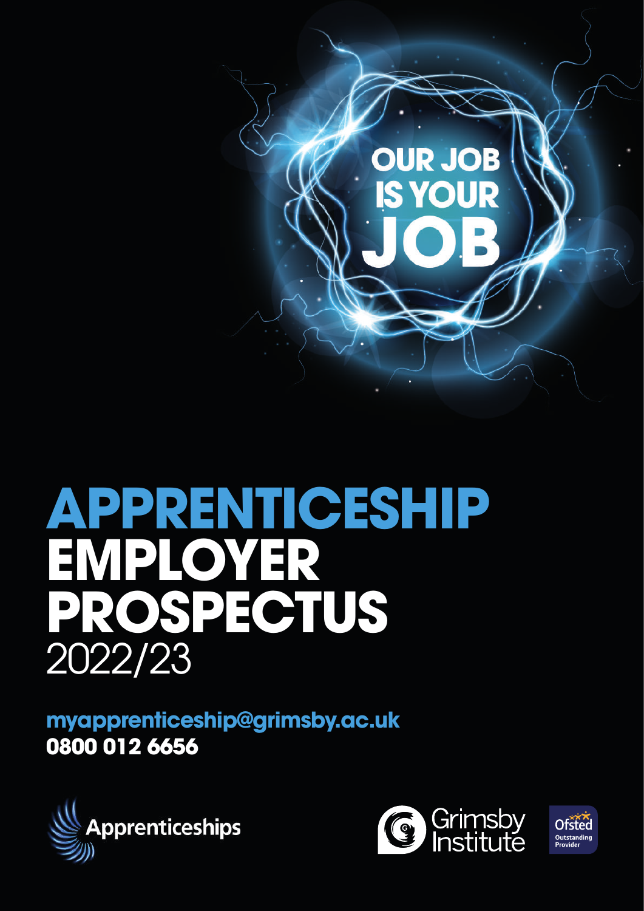OUR JOB IS YOUR JOB

# APPRENTICESHIP EMPLOYER PROSPECTUS

2022/23

**myapprenticeship@grimsby.ac.uk**

**0800 012 6656**

Apprenticeships

Grimsby Institute

Ofsted Outstanding Provider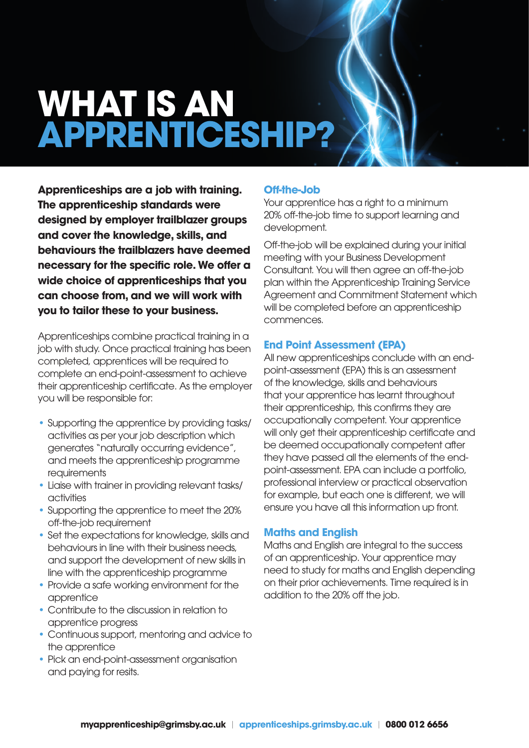# WHAT IS AN APPRENTICESHIP?

**Apprenticeships are a job with training. The apprenticeship standards were designed by employer trailblazer groups and cover the knowledge, skills, and behaviours the trailblazers have deemed necessary for the specific role. We offer a wide choice of apprenticeships that you can choose from, and we will work with you to tailor these to your business.**

Apprenticeships combine practical training in a job with study. Once practical training has been completed, apprentices will be required to complete an end-point-assessment to achieve their apprenticeship certificate. As the employer you will be responsible for:

- Supporting the apprentice by providing tasks/activities as per your job description which generates "naturally occurring evidence", and meets the apprenticeship programme requirements
- Liaise with trainer in providing relevant tasks/activities
- Supporting the apprentice to meet the 20% off-the-job requirement
- Set the expectations for knowledge, skills and behaviours in line with their business needs, and support the development of new skills in line with the apprenticeship programme
- Provide a safe working environment for the apprentice
- Contribute to the discussion in relation to apprentice progress
- Continuous support, mentoring and advice to the apprentice
- Pick an end-point-assessment organisation and paying for resits.

### Off-the-Job

Your apprentice has a right to a minimum 20% off-the-job time to support learning and development.

Off-the-job will be explained during your initial meeting with your Business Development Consultant. You will then agree an off-the-job plan within the Apprenticeship Training Service Agreement and Commitment Statement which will be completed before an apprenticeship commences.

### End Point Assessment (EPA)

All new apprenticeships conclude with an end-point-assessment (EPA) this is an assessment of the knowledge, skills and behaviours that your apprentice has learnt throughout their apprenticeship, this confirms they are occupationally competent. Your apprentice will only get their apprenticeship certificate and be deemed occupationally competent after they have passed all the elements of the end-point-assessment. EPA can include a portfolio, professional interview or practical observation for example, but each one is different, we will ensure you have all this information up front.

### Maths and English

Maths and English are integral to the success of an apprenticeship. Your apprentice may need to study for maths and English depending on their prior achievements. Time required is in addition to the 20% off the job.

**myapprenticeship@grimsby.ac.uk** | **apprenticeships.grimsby.ac.uk** | **0800 012 6656**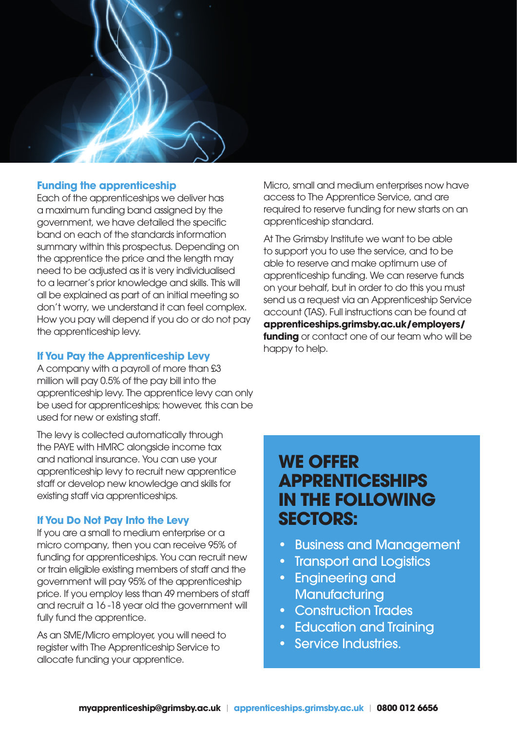## Funding the apprenticeship

Each of the apprenticeships we deliver has a maximum funding band assigned by the government, we have detailed the specific band on each of the standards information summary within this prospectus. Depending on the apprentice the price and the length may need to be adjusted as it is very individualised to a learner's prior knowledge and skills. This will all be explained as part of an initial meeting so don't worry, we understand it can feel complex. How you pay will depend if you do or do not pay the apprenticeship levy.

## If You Pay the Apprenticeship Levy

A company with a payroll of more than £3 million will pay 0.5% of the pay bill into the apprenticeship levy. The apprentice levy can only be used for apprenticeships; however, this can be used for new or existing staff.

The levy is collected automatically through the PAYE with HMRC alongside income tax and national insurance. You can use your apprenticeship levy to recruit new apprentice staff or develop new knowledge and skills for existing staff via apprenticeships.

## If You Do Not Pay Into the Levy

If you are a small to medium enterprise or a micro company, then you can receive 95% of funding for apprenticeships. You can recruit new or train eligible existing members of staff and the government will pay 95% of the apprenticeship price. If you employ less than 49 members of staff and recruit a 16 -18 year old the government will fully fund the apprentice.

As an SME/Micro employer, you will need to register with The Apprenticeship Service to allocate funding your apprentice.

Micro, small and medium enterprises now have access to The Apprentice Service, and are required to reserve funding for new starts on an apprenticeship standard.

At The Grimsby Institute we want to be able to support you to use the service, and to be able to reserve and make optimum use of apprenticeship funding. We can reserve funds on your behalf, but in order to do this you must send us a request via an Apprenticeship Service account (TAS). Full instructions can be found at **apprenticeships.grimsby.ac.uk/employers/funding** or contact one of our team who will be happy to help.

## WE OFFER APPRENTICESHIPS IN THE FOLLOWING SECTORS:

- Business and Management
- Transport and Logistics
- Engineering and Manufacturing
- Construction Trades
- Education and Training
- Service Industries.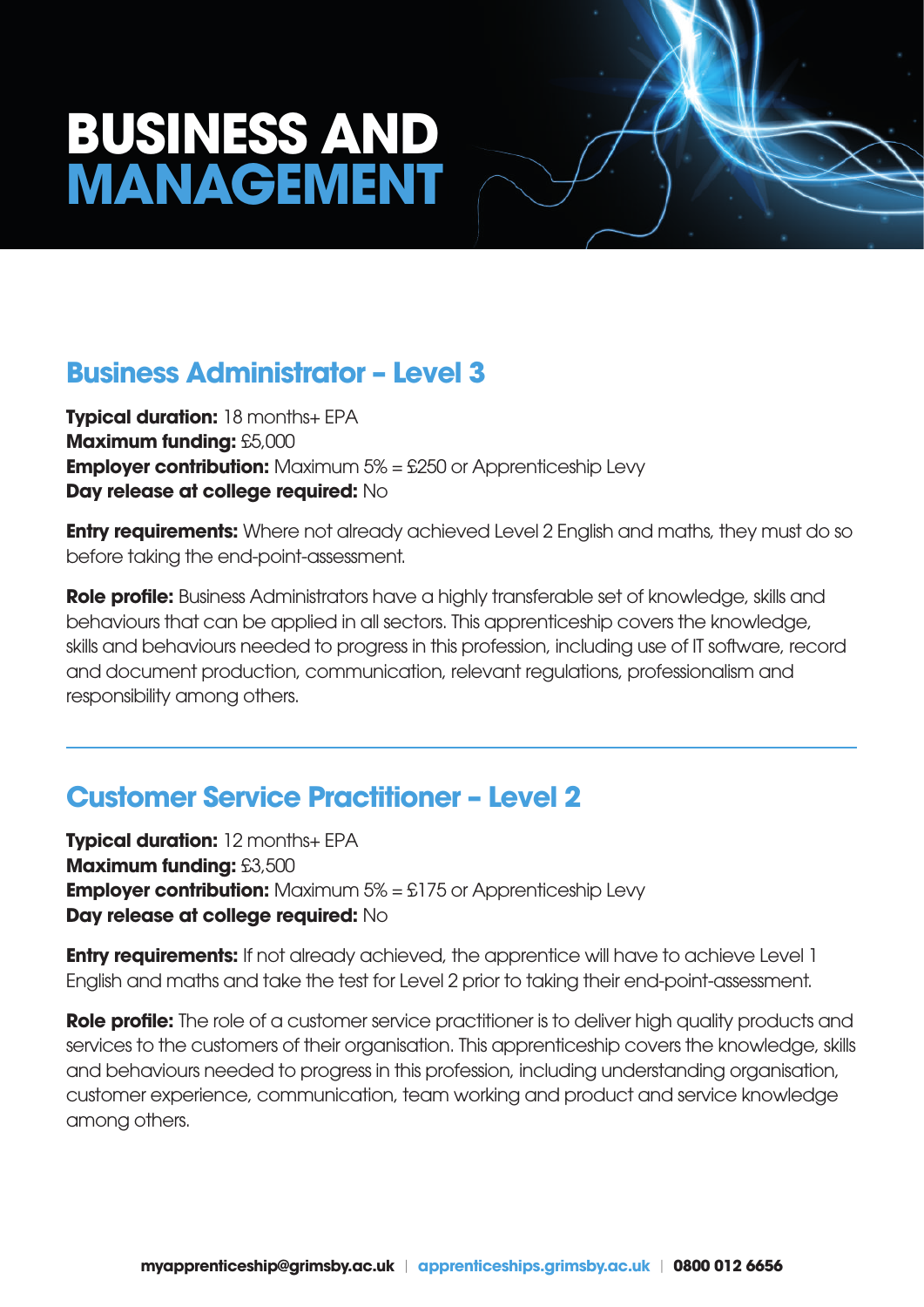# BUSINESS AND MANAGEMENT

## Business Administrator – Level 3

**Typical duration:** 18 months+ EPA
**Maximum funding:** £5,000
**Employer contribution:** Maximum 5% = £250 or Apprenticeship Levy
**Day release at college required:** No

**Entry requirements:** Where not already achieved Level 2 English and maths, they must do so before taking the end-point-assessment.

**Role profile:** Business Administrators have a highly transferable set of knowledge, skills and behaviours that can be applied in all sectors. This apprenticeship covers the knowledge, skills and behaviours needed to progress in this profession, including use of IT software, record and document production, communication, relevant regulations, professionalism and responsibility among others.

---

## Customer Service Practitioner – Level 2

**Typical duration:** 12 months+ EPA
**Maximum funding:** £3,500
**Employer contribution:** Maximum 5% = £175 or Apprenticeship Levy
**Day release at college required:** No

**Entry requirements:** If not already achieved, the apprentice will have to achieve Level 1 English and maths and take the test for Level 2 prior to taking their end-point-assessment.

**Role profile:** The role of a customer service practitioner is to deliver high quality products and services to the customers of their organisation. This apprenticeship covers the knowledge, skills and behaviours needed to progress in this profession, including understanding organisation, customer experience, communication, team working and product and service knowledge among others.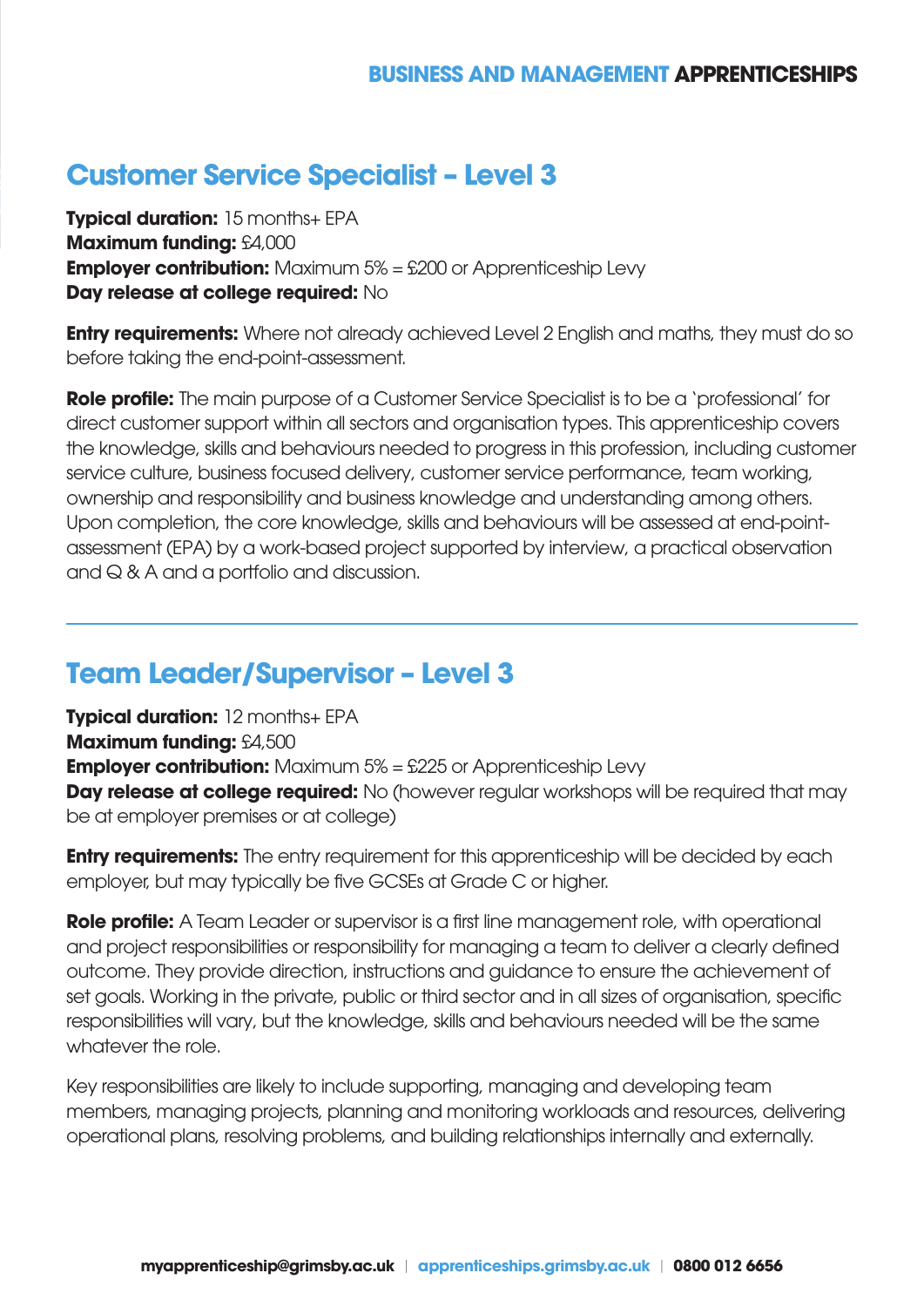## Customer Service Specialist – Level 3

**Typical duration:** 15 months+ EPA
**Maximum funding:** £4,000
**Employer contribution:** Maximum 5% = £200 or Apprenticeship Levy
**Day release at college required:** No

**Entry requirements:** Where not already achieved Level 2 English and maths, they must do so before taking the end-point-assessment.

**Role profile:** The main purpose of a Customer Service Specialist is to be a 'professional' for direct customer support within all sectors and organisation types. This apprenticeship covers the knowledge, skills and behaviours needed to progress in this profession, including customer service culture, business focused delivery, customer service performance, team working, ownership and responsibility and business knowledge and understanding among others. Upon completion, the core knowledge, skills and behaviours will be assessed at end-point-assessment (EPA) by a work-based project supported by interview, a practical observation and Q & A and a portfolio and discussion.

---

## Team Leader/Supervisor – Level 3

**Typical duration:** 12 months+ EPA
**Maximum funding:** £4,500
**Employer contribution:** Maximum 5% = £225 or Apprenticeship Levy
**Day release at college required:** No (however regular workshops will be required that may be at employer premises or at college)

**Entry requirements:** The entry requirement for this apprenticeship will be decided by each employer, but may typically be five GCSEs at Grade C or higher.

**Role profile:** A Team Leader or supervisor is a first line management role, with operational and project responsibilities or responsibility for managing a team to deliver a clearly defined outcome. They provide direction, instructions and guidance to ensure the achievement of set goals. Working in the private, public or third sector and in all sizes of organisation, specific responsibilities will vary, but the knowledge, skills and behaviours needed will be the same whatever the role.

Key responsibilities are likely to include supporting, managing and developing team members, managing projects, planning and monitoring workloads and resources, delivering operational plans, resolving problems, and building relationships internally and externally.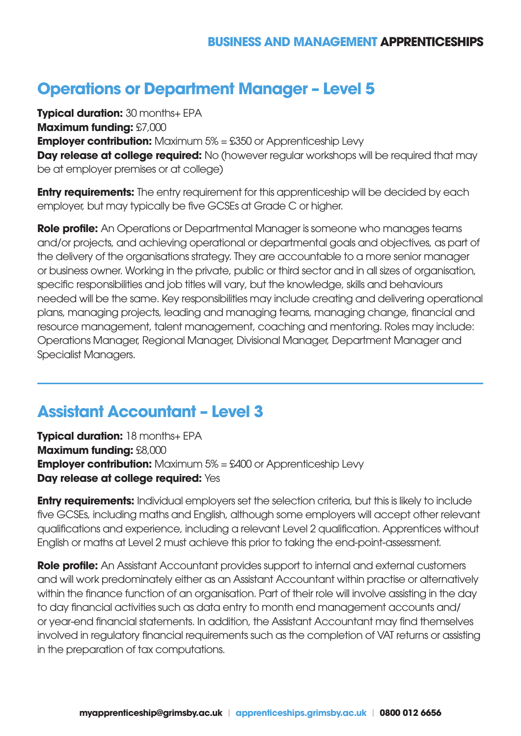## Operations or Department Manager – Level 5

**Typical duration:** 30 months+ EPA
**Maximum funding:** £7,000
**Employer contribution:** Maximum 5% = £350 or Apprenticeship Levy
**Day release at college required:** No (however regular workshops will be required that may be at employer premises or at college)

**Entry requirements:** The entry requirement for this apprenticeship will be decided by each employer, but may typically be five GCSEs at Grade C or higher.

**Role profile:** An Operations or Departmental Manager is someone who manages teams and/or projects, and achieving operational or departmental goals and objectives, as part of the delivery of the organisations strategy. They are accountable to a more senior manager or business owner. Working in the private, public or third sector and in all sizes of organisation, specific responsibilities and job titles will vary, but the knowledge, skills and behaviours needed will be the same. Key responsibilities may include creating and delivering operational plans, managing projects, leading and managing teams, managing change, financial and resource management, talent management, coaching and mentoring. Roles may include: Operations Manager, Regional Manager, Divisional Manager, Department Manager and Specialist Managers.

---

## Assistant Accountant – Level 3

**Typical duration:** 18 months+ EPA
**Maximum funding:** £8,000
**Employer contribution:** Maximum 5% = £400 or Apprenticeship Levy
**Day release at college required:** Yes

**Entry requirements:** Individual employers set the selection criteria, but this is likely to include five GCSEs, including maths and English, although some employers will accept other relevant qualifications and experience, including a relevant Level 2 qualification. Apprentices without English or maths at Level 2 must achieve this prior to taking the end-point-assessment.

**Role profile:** An Assistant Accountant provides support to internal and external customers and will work predominately either as an Assistant Accountant within practise or alternatively within the finance function of an organisation. Part of their role will involve assisting in the day to day financial activities such as data entry to month end management accounts and/or year-end financial statements. In addition, the Assistant Accountant may find themselves involved in regulatory financial requirements such as the completion of VAT returns or assisting in the preparation of tax computations.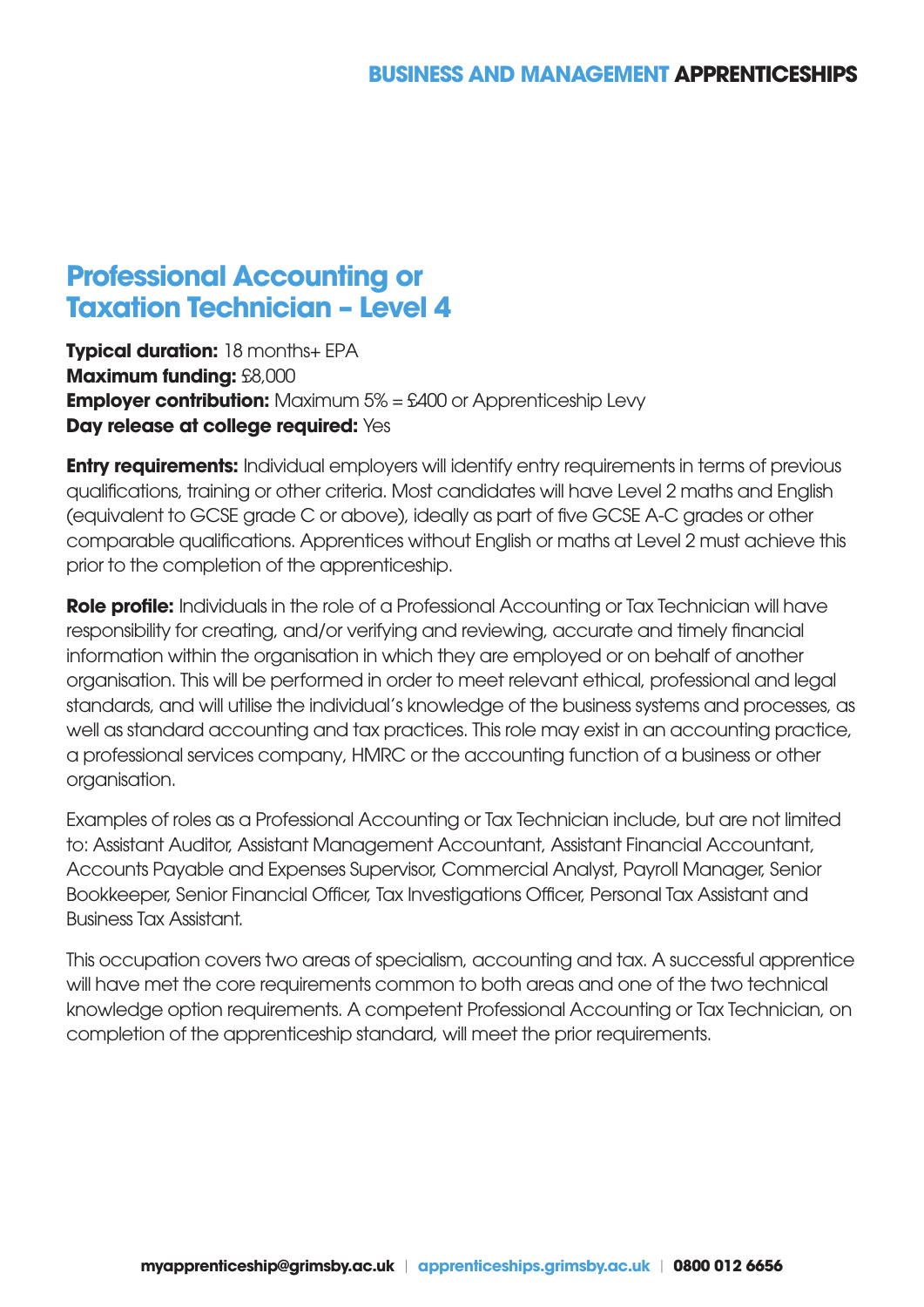# Professional Accounting or Taxation Technician – Level 4

**Typical duration:** 18 months+ EPA
**Maximum funding:** £8,000
**Employer contribution:** Maximum 5% = £400 or Apprenticeship Levy
**Day release at college required:** Yes

**Entry requirements:** Individual employers will identify entry requirements in terms of previous qualifications, training or other criteria. Most candidates will have Level 2 maths and English (equivalent to GCSE grade C or above), ideally as part of five GCSE A-C grades or other comparable qualifications. Apprentices without English or maths at Level 2 must achieve this prior to the completion of the apprenticeship.

**Role profile:** Individuals in the role of a Professional Accounting or Tax Technician will have responsibility for creating, and/or verifying and reviewing, accurate and timely financial information within the organisation in which they are employed or on behalf of another organisation. This will be performed in order to meet relevant ethical, professional and legal standards, and will utilise the individual's knowledge of the business systems and processes, as well as standard accounting and tax practices. This role may exist in an accounting practice, a professional services company, HMRC or the accounting function of a business or other organisation.

Examples of roles as a Professional Accounting or Tax Technician include, but are not limited to: Assistant Auditor, Assistant Management Accountant, Assistant Financial Accountant, Accounts Payable and Expenses Supervisor, Commercial Analyst, Payroll Manager, Senior Bookkeeper, Senior Financial Officer, Tax Investigations Officer, Personal Tax Assistant and Business Tax Assistant.

This occupation covers two areas of specialism, accounting and tax. A successful apprentice will have met the core requirements common to both areas and one of the two technical knowledge option requirements. A competent Professional Accounting or Tax Technician, on completion of the apprenticeship standard, will meet the prior requirements.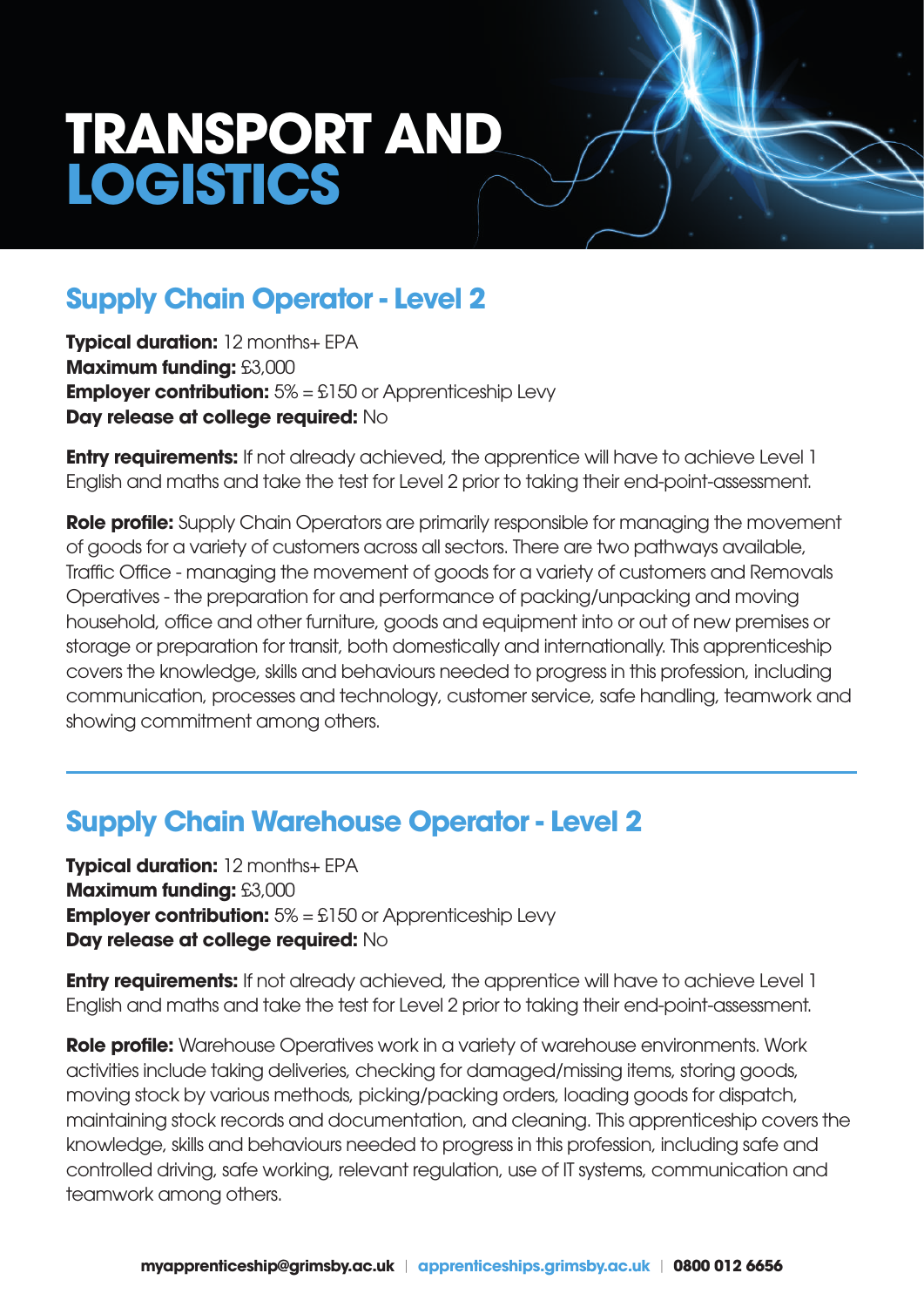# TRANSPORT AND LOGISTICS

## Supply Chain Operator - Level 2

**Typical duration:** 12 months+ EPA
**Maximum funding:** £3,000
**Employer contribution:** 5% = £150 or Apprenticeship Levy
**Day release at college required:** No

**Entry requirements:** If not already achieved, the apprentice will have to achieve Level 1 English and maths and take the test for Level 2 prior to taking their end-point-assessment.

**Role profile:** Supply Chain Operators are primarily responsible for managing the movement of goods for a variety of customers across all sectors. There are two pathways available, Traffic Office - managing the movement of goods for a variety of customers and Removals Operatives - the preparation for and performance of packing/unpacking and moving household, office and other furniture, goods and equipment into or out of new premises or storage or preparation for transit, both domestically and internationally. This apprenticeship covers the knowledge, skills and behaviours needed to progress in this profession, including communication, processes and technology, customer service, safe handling, teamwork and showing commitment among others.

---

## Supply Chain Warehouse Operator - Level 2

**Typical duration:** 12 months+ EPA
**Maximum funding:** £3,000
**Employer contribution:** 5% = £150 or Apprenticeship Levy
**Day release at college required:** No

**Entry requirements:** If not already achieved, the apprentice will have to achieve Level 1 English and maths and take the test for Level 2 prior to taking their end-point-assessment.

**Role profile:** Warehouse Operatives work in a variety of warehouse environments. Work activities include taking deliveries, checking for damaged/missing items, storing goods, moving stock by various methods, picking/packing orders, loading goods for dispatch, maintaining stock records and documentation, and cleaning. This apprenticeship covers the knowledge, skills and behaviours needed to progress in this profession, including safe and controlled driving, safe working, relevant regulation, use of IT systems, communication and teamwork among others.

**myapprenticeship@grimsby.ac.uk** | **apprenticeships.grimsby.ac.uk** | **0800 012 6656**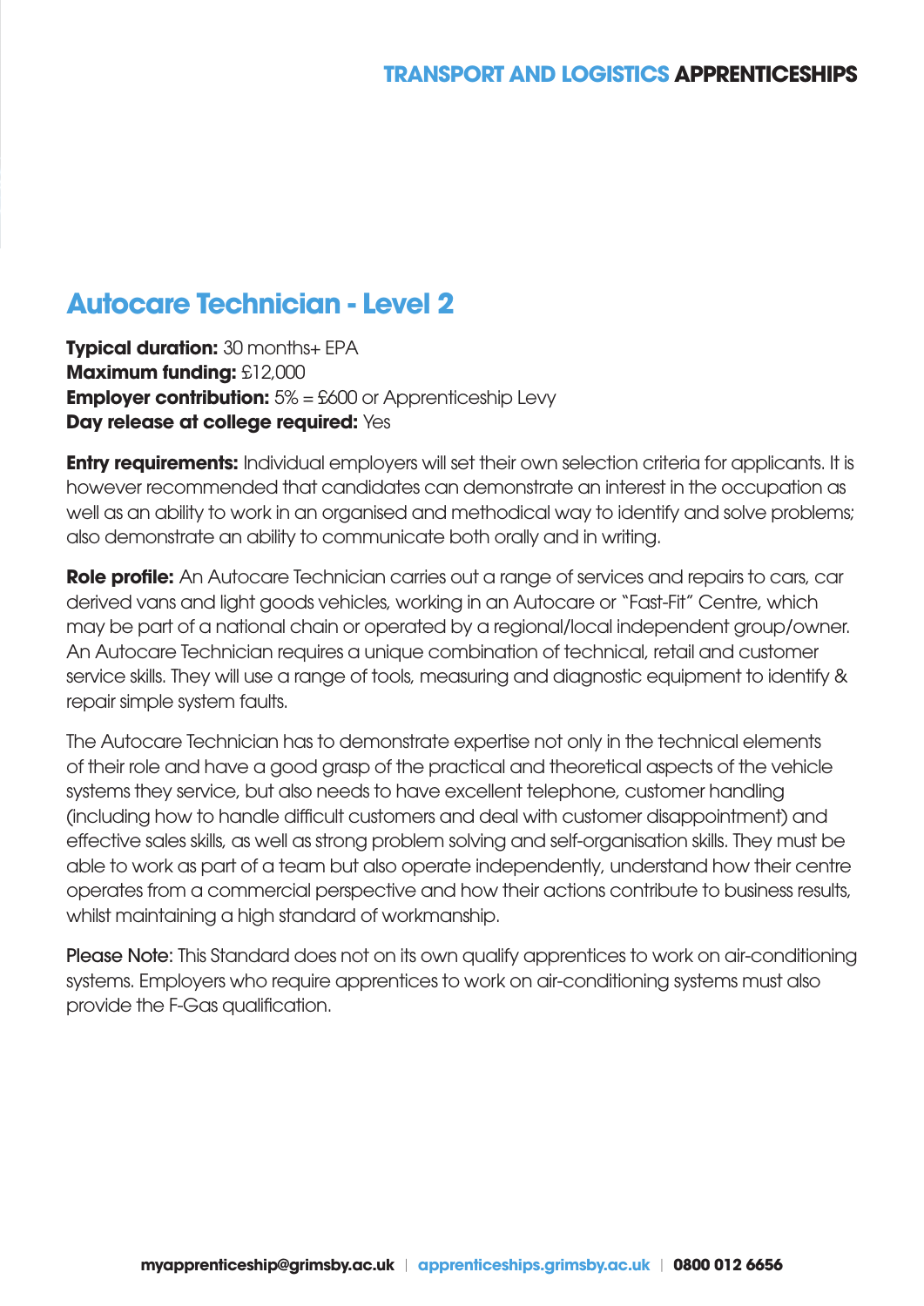## Autocare Technician - Level 2

**Typical duration:** 30 months+ EPA
**Maximum funding:** £12,000
**Employer contribution:** 5% = £600 or Apprenticeship Levy
**Day release at college required:** Yes

**Entry requirements:** Individual employers will set their own selection criteria for applicants. It is however recommended that candidates can demonstrate an interest in the occupation as well as an ability to work in an organised and methodical way to identify and solve problems; also demonstrate an ability to communicate both orally and in writing.

**Role profile:** An Autocare Technician carries out a range of services and repairs to cars, car derived vans and light goods vehicles, working in an Autocare or "Fast-Fit" Centre, which may be part of a national chain or operated by a regional/local independent group/owner. An Autocare Technician requires a unique combination of technical, retail and customer service skills. They will use a range of tools, measuring and diagnostic equipment to identify & repair simple system faults.

The Autocare Technician has to demonstrate expertise not only in the technical elements of their role and have a good grasp of the practical and theoretical aspects of the vehicle systems they service, but also needs to have excellent telephone, customer handling (including how to handle difficult customers and deal with customer disappointment) and effective sales skills, as well as strong problem solving and self-organisation skills. They must be able to work as part of a team but also operate independently, understand how their centre operates from a commercial perspective and how their actions contribute to business results, whilst maintaining a high standard of workmanship.

Please Note: This Standard does not on its own qualify apprentices to work on air-conditioning systems. Employers who require apprentices to work on air-conditioning systems must also provide the F-Gas qualification.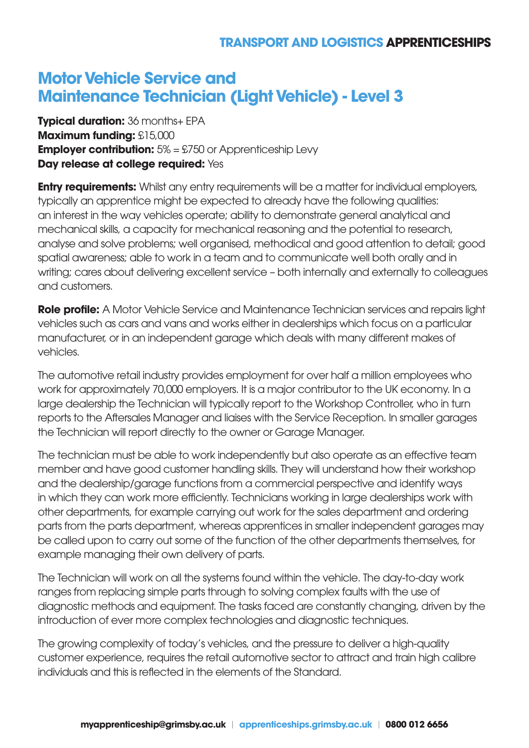# Motor Vehicle Service and Maintenance Technician (Light Vehicle) - Level 3

**Typical duration:** 36 months+ EPA
**Maximum funding:** £15,000
**Employer contribution:** 5% = £750 or Apprenticeship Levy
**Day release at college required:** Yes

**Entry requirements:** Whilst any entry requirements will be a matter for individual employers, typically an apprentice might be expected to already have the following qualities: an interest in the way vehicles operate; ability to demonstrate general analytical and mechanical skills, a capacity for mechanical reasoning and the potential to research, analyse and solve problems; well organised, methodical and good attention to detail; good spatial awareness; able to work in a team and to communicate well both orally and in writing; cares about delivering excellent service – both internally and externally to colleagues and customers.

**Role profile:** A Motor Vehicle Service and Maintenance Technician services and repairs light vehicles such as cars and vans and works either in dealerships which focus on a particular manufacturer, or in an independent garage which deals with many different makes of vehicles.

The automotive retail industry provides employment for over half a million employees who work for approximately 70,000 employers. It is a major contributor to the UK economy. In a large dealership the Technician will typically report to the Workshop Controller, who in turn reports to the Aftersales Manager and liaises with the Service Reception. In smaller garages the Technician will report directly to the owner or Garage Manager.

The technician must be able to work independently but also operate as an effective team member and have good customer handling skills. They will understand how their workshop and the dealership/garage functions from a commercial perspective and identify ways in which they can work more efficiently. Technicians working in large dealerships work with other departments, for example carrying out work for the sales department and ordering parts from the parts department, whereas apprentices in smaller independent garages may be called upon to carry out some of the function of the other departments themselves, for example managing their own delivery of parts.

The Technician will work on all the systems found within the vehicle. The day-to-day work ranges from replacing simple parts through to solving complex faults with the use of diagnostic methods and equipment. The tasks faced are constantly changing, driven by the introduction of ever more complex technologies and diagnostic techniques.

The growing complexity of today's vehicles, and the pressure to deliver a high-quality customer experience, requires the retail automotive sector to attract and train high calibre individuals and this is reflected in the elements of the Standard.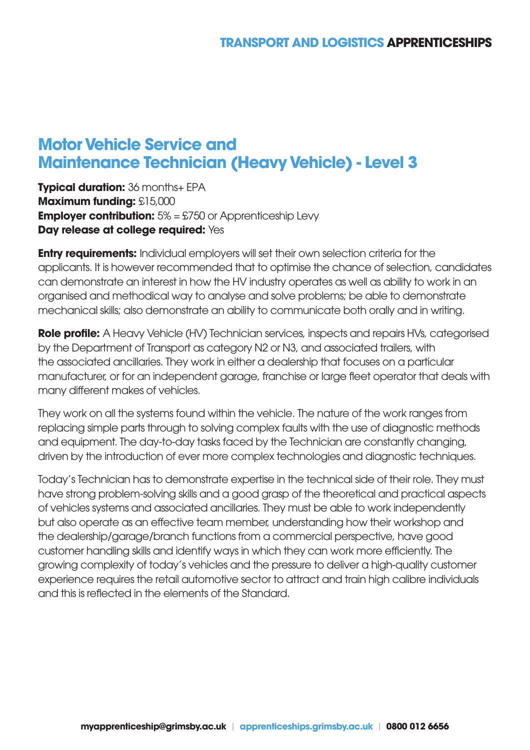# Motor Vehicle Service and Maintenance Technician (Heavy Vehicle) - Level 3

**Typical duration:** 36 months+ EPA
**Maximum funding:** £15,000
**Employer contribution:** 5% = £750 or Apprenticeship Levy
**Day release at college required:** Yes

**Entry requirements:** Individual employers will set their own selection criteria for the applicants. It is however recommended that to optimise the chance of selection, candidates can demonstrate an interest in how the HV industry operates as well as ability to work in an organised and methodical way to analyse and solve problems; be able to demonstrate mechanical skills; also demonstrate an ability to communicate both orally and in writing.

**Role profile:** A Heavy Vehicle (HV) Technician services, inspects and repairs HVs, categorised by the Department of Transport as category N2 or N3, and associated trailers, with the associated ancillaries. They work in either a dealership that focuses on a particular manufacturer, or for an independent garage, franchise or large fleet operator that deals with many different makes of vehicles.

They work on all the systems found within the vehicle. The nature of the work ranges from replacing simple parts through to solving complex faults with the use of diagnostic methods and equipment. The day-to-day tasks faced by the Technician are constantly changing, driven by the introduction of ever more complex technologies and diagnostic techniques.

Today's Technician has to demonstrate expertise in the technical side of their role. They must have strong problem-solving skills and a good grasp of the theoretical and practical aspects of vehicles systems and associated ancillaries. They must be able to work independently but also operate as an effective team member, understanding how their workshop and the dealership/garage/branch functions from a commercial perspective, have good customer handling skills and identify ways in which they can work more efficiently. The growing complexity of today's vehicles and the pressure to deliver a high-quality customer experience requires the retail automotive sector to attract and train high calibre individuals and this is reflected in the elements of the Standard.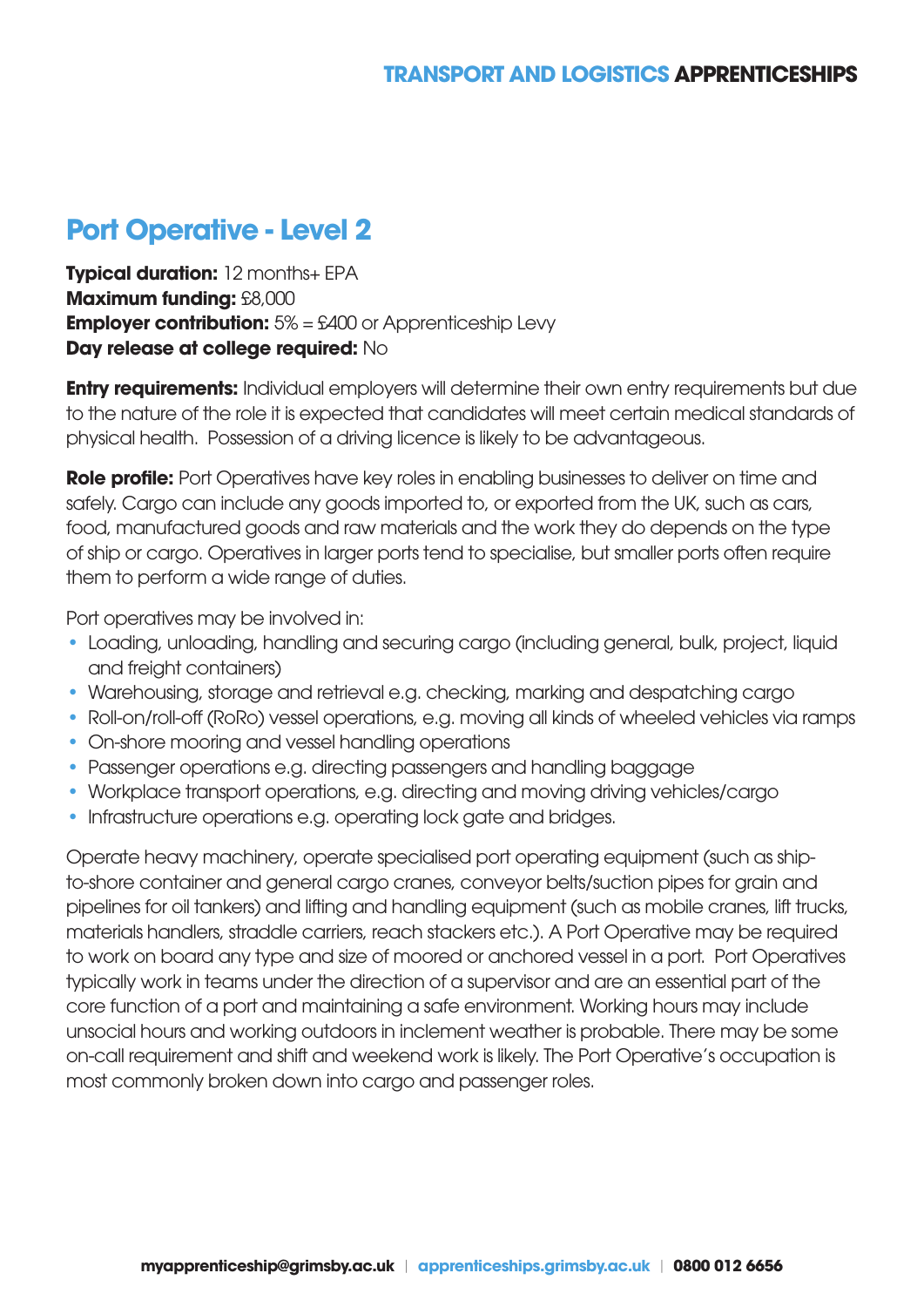## Port Operative - Level 2

**Typical duration:** 12 months+ EPA
**Maximum funding:** £8,000
**Employer contribution:** 5% = £400 or Apprenticeship Levy
**Day release at college required:** No

**Entry requirements:** Individual employers will determine their own entry requirements but due to the nature of the role it is expected that candidates will meet certain medical standards of physical health. Possession of a driving licence is likely to be advantageous.

**Role profile:** Port Operatives have key roles in enabling businesses to deliver on time and safely. Cargo can include any goods imported to, or exported from the UK, such as cars, food, manufactured goods and raw materials and the work they do depends on the type of ship or cargo. Operatives in larger ports tend to specialise, but smaller ports often require them to perform a wide range of duties.

Port operatives may be involved in:

- Loading, unloading, handling and securing cargo (including general, bulk, project, liquid and freight containers)
- Warehousing, storage and retrieval e.g. checking, marking and despatching cargo
- Roll-on/roll-off (RoRo) vessel operations, e.g. moving all kinds of wheeled vehicles via ramps
- On-shore mooring and vessel handling operations
- Passenger operations e.g. directing passengers and handling baggage
- Workplace transport operations, e.g. directing and moving driving vehicles/cargo
- Infrastructure operations e.g. operating lock gate and bridges.

Operate heavy machinery, operate specialised port operating equipment (such as ship-to-shore container and general cargo cranes, conveyor belts/suction pipes for grain and pipelines for oil tankers) and lifting and handling equipment (such as mobile cranes, lift trucks, materials handlers, straddle carriers, reach stackers etc.). A Port Operative may be required to work on board any type and size of moored or anchored vessel in a port. Port Operatives typically work in teams under the direction of a supervisor and are an essential part of the core function of a port and maintaining a safe environment. Working hours may include unsocial hours and working outdoors in inclement weather is probable. There may be some on-call requirement and shift and weekend work is likely. The Port Operative's occupation is most commonly broken down into cargo and passenger roles.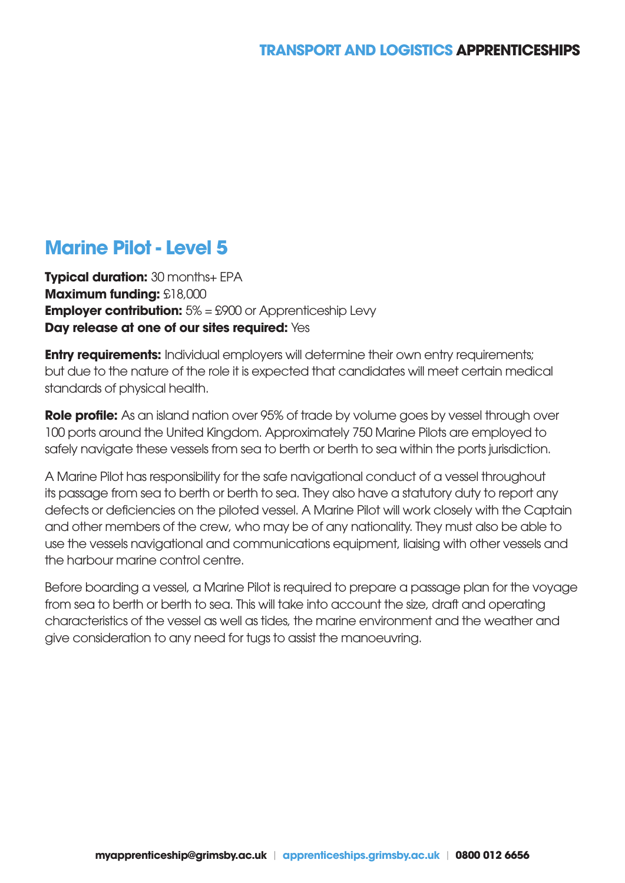## Marine Pilot - Level 5

**Typical duration:** 30 months+ EPA
**Maximum funding:** £18,000
**Employer contribution:** 5% = £900 or Apprenticeship Levy
**Day release at one of our sites required:** Yes

**Entry requirements:** Individual employers will determine their own entry requirements; but due to the nature of the role it is expected that candidates will meet certain medical standards of physical health.

**Role profile:** As an island nation over 95% of trade by volume goes by vessel through over 100 ports around the United Kingdom. Approximately 750 Marine Pilots are employed to safely navigate these vessels from sea to berth or berth to sea within the ports jurisdiction.

A Marine Pilot has responsibility for the safe navigational conduct of a vessel throughout its passage from sea to berth or berth to sea. They also have a statutory duty to report any defects or deficiencies on the piloted vessel. A Marine Pilot will work closely with the Captain and other members of the crew, who may be of any nationality. They must also be able to use the vessels navigational and communications equipment, liaising with other vessels and the harbour marine control centre.

Before boarding a vessel, a Marine Pilot is required to prepare a passage plan for the voyage from sea to berth or berth to sea. This will take into account the size, draft and operating characteristics of the vessel as well as tides, the marine environment and the weather and give consideration to any need for tugs to assist the manoeuvring.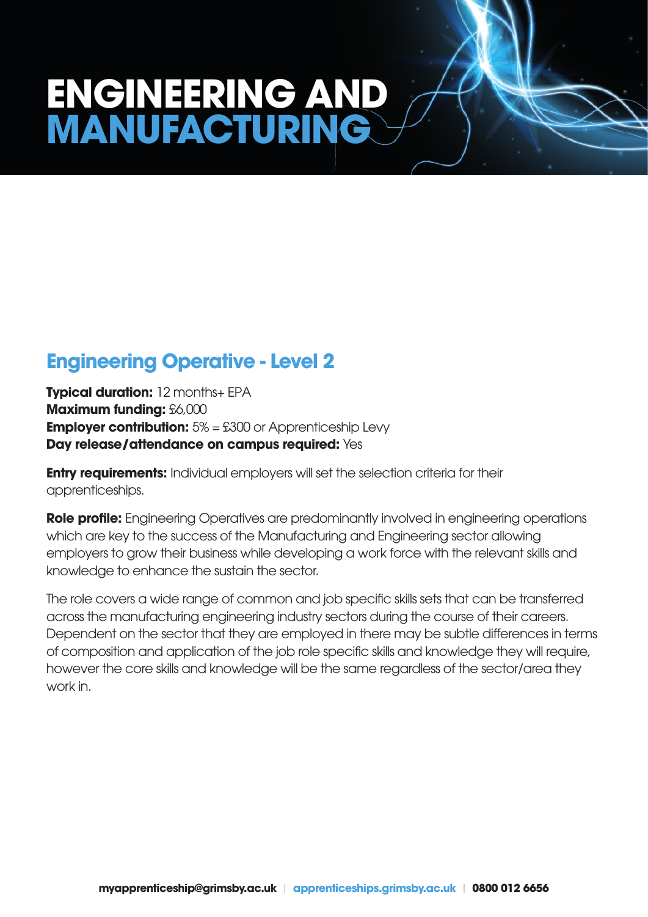# ENGINEERING AND MANUFACTURING

## Engineering Operative - Level 2

**Typical duration:** 12 months+ EPA
**Maximum funding:** £6,000
**Employer contribution:** 5% = £300 or Apprenticeship Levy
**Day release/attendance on campus required:** Yes

**Entry requirements:** Individual employers will set the selection criteria for their apprenticeships.

**Role profile:** Engineering Operatives are predominantly involved in engineering operations which are key to the success of the Manufacturing and Engineering sector allowing employers to grow their business while developing a work force with the relevant skills and knowledge to enhance the sustain the sector.

The role covers a wide range of common and job specific skills sets that can be transferred across the manufacturing engineering industry sectors during the course of their careers. Dependent on the sector that they are employed in there may be subtle differences in terms of composition and application of the job role specific skills and knowledge they will require, however the core skills and knowledge will be the same regardless of the sector/area they work in.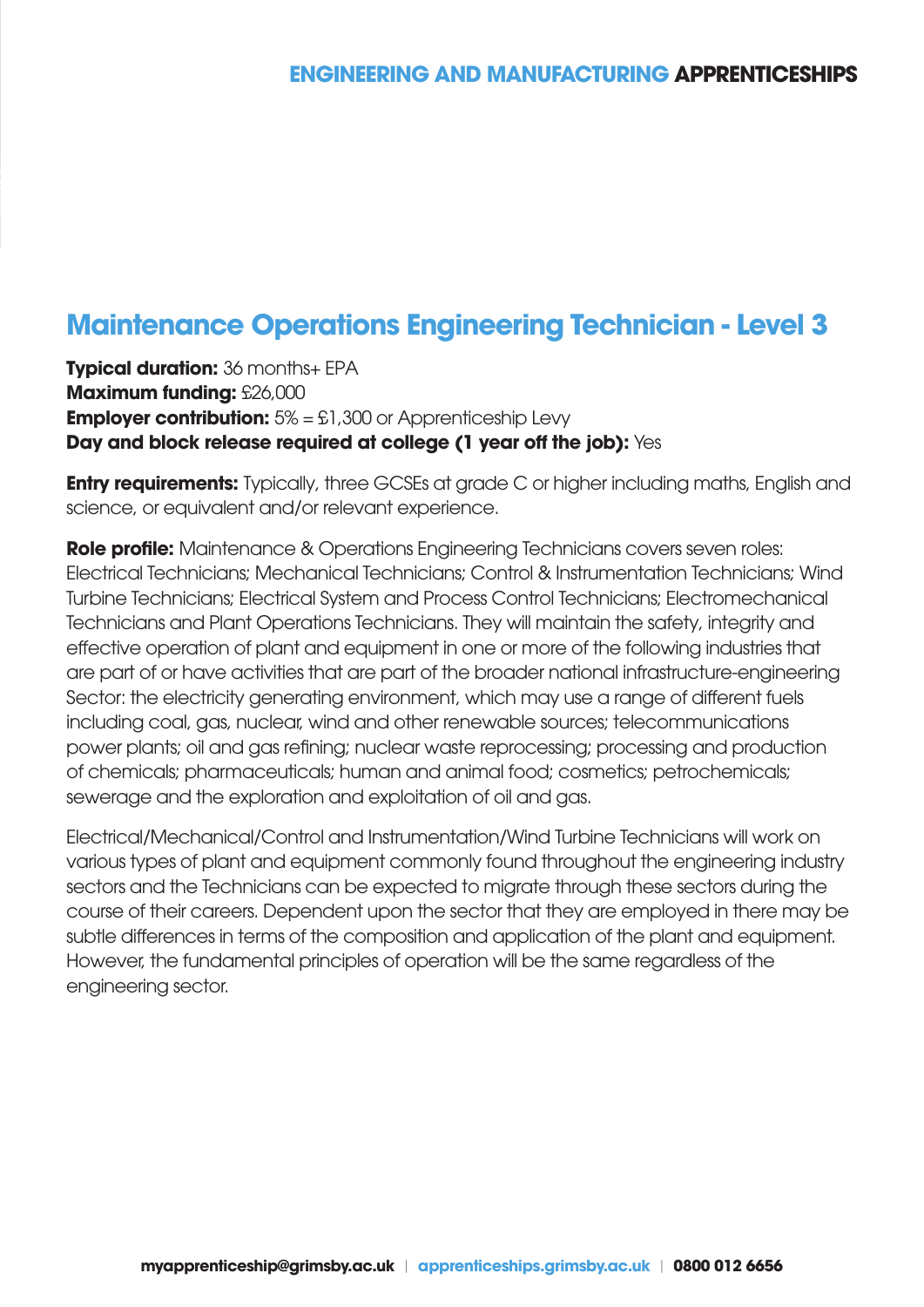## Maintenance Operations Engineering Technician - Level 3

**Typical duration:** 36 months+ EPA
**Maximum funding:** £26,000
**Employer contribution:** 5% = £1,300 or Apprenticeship Levy
**Day and block release required at college (1 year off the job):** Yes

**Entry requirements:** Typically, three GCSEs at grade C or higher including maths, English and science, or equivalent and/or relevant experience.

**Role profile:** Maintenance & Operations Engineering Technicians covers seven roles: Electrical Technicians; Mechanical Technicians; Control & Instrumentation Technicians; Wind Turbine Technicians; Electrical System and Process Control Technicians; Electromechanical Technicians and Plant Operations Technicians. They will maintain the safety, integrity and effective operation of plant and equipment in one or more of the following industries that are part of or have activities that are part of the broader national infrastructure-engineering Sector: the electricity generating environment, which may use a range of different fuels including coal, gas, nuclear, wind and other renewable sources; telecommunications power plants; oil and gas refining; nuclear waste reprocessing; processing and production of chemicals; pharmaceuticals; human and animal food; cosmetics; petrochemicals; sewerage and the exploration and exploitation of oil and gas.

Electrical/Mechanical/Control and Instrumentation/Wind Turbine Technicians will work on various types of plant and equipment commonly found throughout the engineering industry sectors and the Technicians can be expected to migrate through these sectors during the course of their careers. Dependent upon the sector that they are employed in there may be subtle differences in terms of the composition and application of the plant and equipment. However, the fundamental principles of operation will be the same regardless of the engineering sector.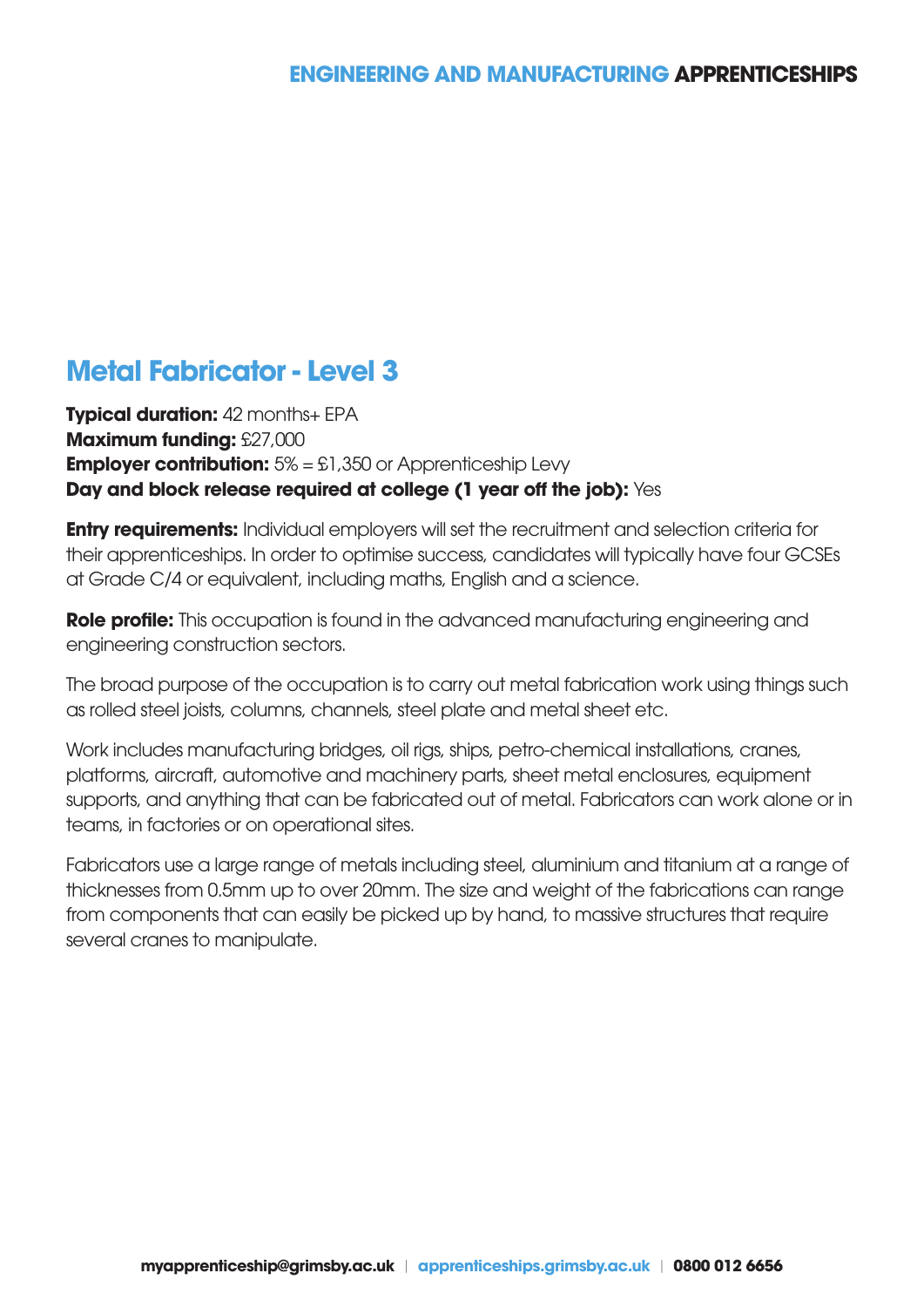## Metal Fabricator - Level 3

**Typical duration:** 42 months+ EPA
**Maximum funding:** £27,000
**Employer contribution:** 5% = £1,350 or Apprenticeship Levy
**Day and block release required at college (1 year off the job):** Yes

**Entry requirements:** Individual employers will set the recruitment and selection criteria for their apprenticeships. In order to optimise success, candidates will typically have four GCSEs at Grade C/4 or equivalent, including maths, English and a science.

**Role profile:** This occupation is found in the advanced manufacturing engineering and engineering construction sectors.

The broad purpose of the occupation is to carry out metal fabrication work using things such as rolled steel joists, columns, channels, steel plate and metal sheet etc.

Work includes manufacturing bridges, oil rigs, ships, petro-chemical installations, cranes, platforms, aircraft, automotive and machinery parts, sheet metal enclosures, equipment supports, and anything that can be fabricated out of metal. Fabricators can work alone or in teams, in factories or on operational sites.

Fabricators use a large range of metals including steel, aluminium and titanium at a range of thicknesses from 0.5mm up to over 20mm. The size and weight of the fabrications can range from components that can easily be picked up by hand, to massive structures that require several cranes to manipulate.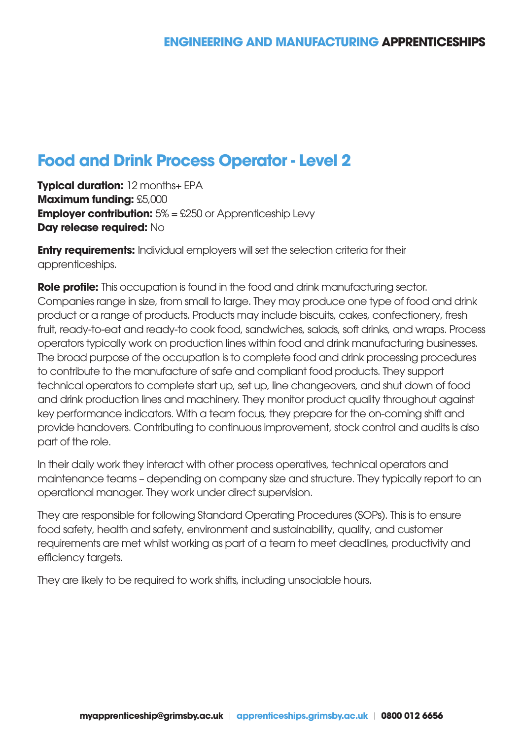# Food and Drink Process Operator - Level 2

**Typical duration:** 12 months+ EPA
**Maximum funding:** £5,000
**Employer contribution:** 5% = £250 or Apprenticeship Levy
**Day release required:** No

**Entry requirements:** Individual employers will set the selection criteria for their apprenticeships.

**Role profile:** This occupation is found in the food and drink manufacturing sector. Companies range in size, from small to large. They may produce one type of food and drink product or a range of products. Products may include biscuits, cakes, confectionery, fresh fruit, ready-to-eat and ready-to cook food, sandwiches, salads, soft drinks, and wraps. Process operators typically work on production lines within food and drink manufacturing businesses. The broad purpose of the occupation is to complete food and drink processing procedures to contribute to the manufacture of safe and compliant food products. They support technical operators to complete start up, set up, line changeovers, and shut down of food and drink production lines and machinery. They monitor product quality throughout against key performance indicators. With a team focus, they prepare for the on-coming shift and provide handovers. Contributing to continuous improvement, stock control and audits is also part of the role.

In their daily work they interact with other process operatives, technical operators and maintenance teams – depending on company size and structure. They typically report to an operational manager. They work under direct supervision.

They are responsible for following Standard Operating Procedures (SOPs). This is to ensure food safety, health and safety, environment and sustainability, quality, and customer requirements are met whilst working as part of a team to meet deadlines, productivity and efficiency targets.

They are likely to be required to work shifts, including unsociable hours.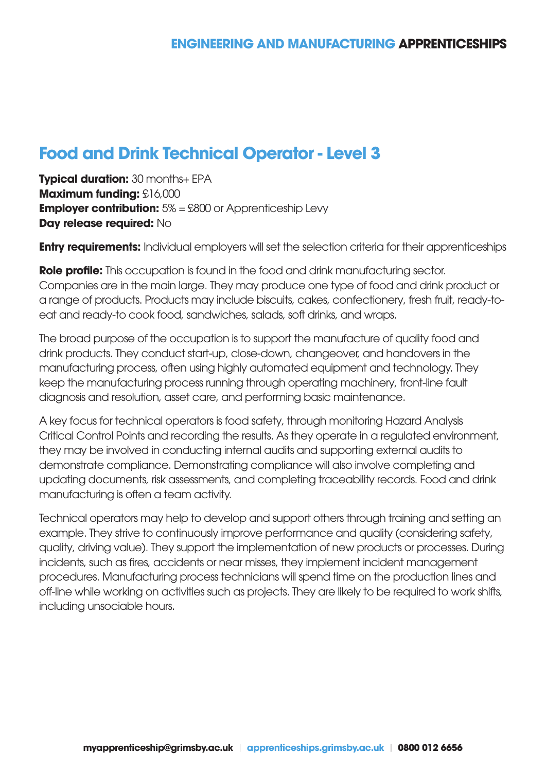# Food and Drink Technical Operator - Level 3

**Typical duration:** 30 months+ EPA
**Maximum funding:** £16,000
**Employer contribution:** 5% = £800 or Apprenticeship Levy
**Day release required:** No

**Entry requirements:** Individual employers will set the selection criteria for their apprenticeships

**Role profile:** This occupation is found in the food and drink manufacturing sector. Companies are in the main large. They may produce one type of food and drink product or a range of products. Products may include biscuits, cakes, confectionery, fresh fruit, ready-to-eat and ready-to cook food, sandwiches, salads, soft drinks, and wraps.

The broad purpose of the occupation is to support the manufacture of quality food and drink products. They conduct start-up, close-down, changeover, and handovers in the manufacturing process, often using highly automated equipment and technology. They keep the manufacturing process running through operating machinery, front-line fault diagnosis and resolution, asset care, and performing basic maintenance.

A key focus for technical operators is food safety, through monitoring Hazard Analysis Critical Control Points and recording the results. As they operate in a regulated environment, they may be involved in conducting internal audits and supporting external audits to demonstrate compliance. Demonstrating compliance will also involve completing and updating documents, risk assessments, and completing traceability records. Food and drink manufacturing is often a team activity.

Technical operators may help to develop and support others through training and setting an example. They strive to continuously improve performance and quality (considering safety, quality, driving value). They support the implementation of new products or processes. During incidents, such as fires, accidents or near misses, they implement incident management procedures. Manufacturing process technicians will spend time on the production lines and off-line while working on activities such as projects. They are likely to be required to work shifts, including unsociable hours.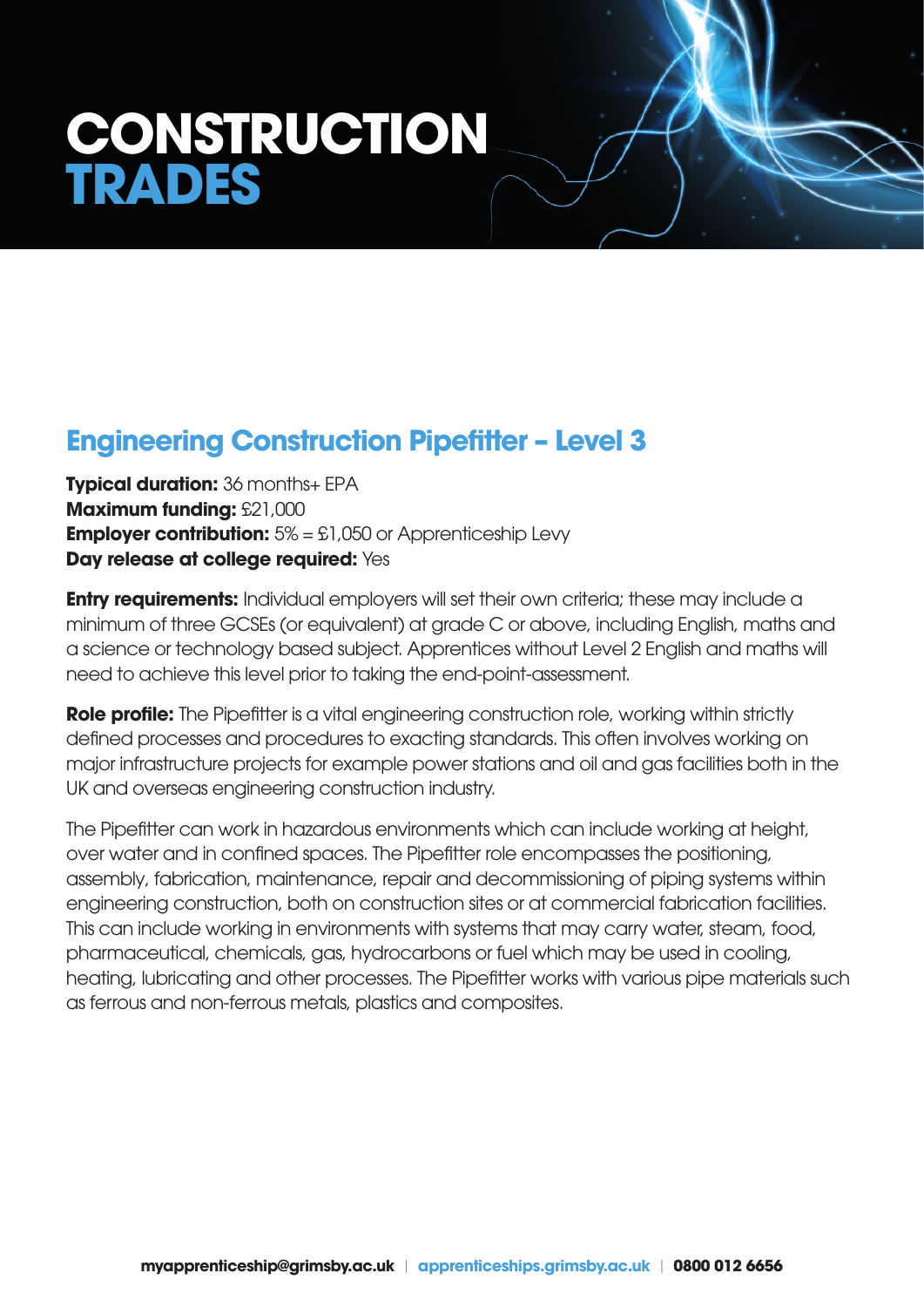# CONSTRUCTION TRADES

## Engineering Construction Pipefitter – Level 3

**Typical duration:** 36 months+ EPA
**Maximum funding:** £21,000
**Employer contribution:** 5% = £1,050 or Apprenticeship Levy
**Day release at college required:** Yes

**Entry requirements:** Individual employers will set their own criteria; these may include a minimum of three GCSEs (or equivalent) at grade C or above, including English, maths and a science or technology based subject. Apprentices without Level 2 English and maths will need to achieve this level prior to taking the end-point-assessment.

**Role profile:** The Pipefitter is a vital engineering construction role, working within strictly defined processes and procedures to exacting standards. This often involves working on major infrastructure projects for example power stations and oil and gas facilities both in the UK and overseas engineering construction industry.

The Pipefitter can work in hazardous environments which can include working at height, over water and in confined spaces. The Pipefitter role encompasses the positioning, assembly, fabrication, maintenance, repair and decommissioning of piping systems within engineering construction, both on construction sites or at commercial fabrication facilities. This can include working in environments with systems that may carry water, steam, food, pharmaceutical, chemicals, gas, hydrocarbons or fuel which may be used in cooling, heating, lubricating and other processes. The Pipefitter works with various pipe materials such as ferrous and non-ferrous metals, plastics and composites.

**myapprenticeship@grimsby.ac.uk** | **apprenticeships.grimsby.ac.uk** | **0800 012 6656**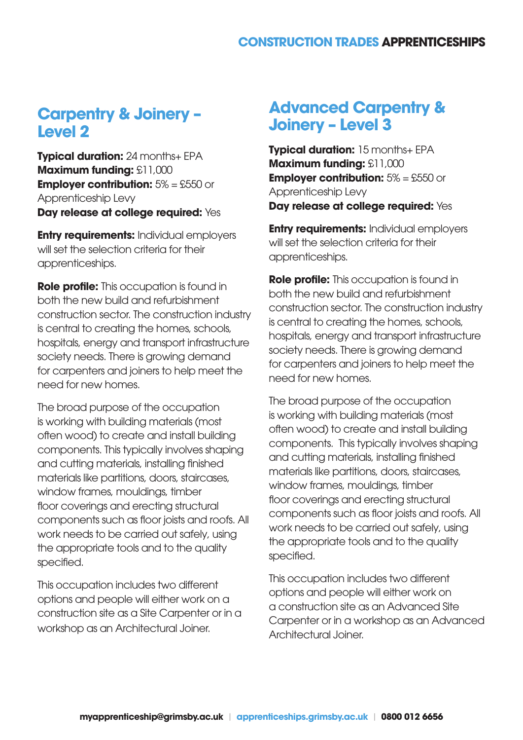## Carpentry & Joinery – Level 2

**Typical duration:** 24 months+ EPA
**Maximum funding:** £11,000
**Employer contribution:** 5% = £550 or Apprenticeship Levy
**Day release at college required:** Yes

**Entry requirements:** Individual employers will set the selection criteria for their apprenticeships.

**Role profile:** This occupation is found in both the new build and refurbishment construction sector. The construction industry is central to creating the homes, schools, hospitals, energy and transport infrastructure society needs. There is growing demand for carpenters and joiners to help meet the need for new homes.

The broad purpose of the occupation is working with building materials (most often wood) to create and install building components. This typically involves shaping and cutting materials, installing finished materials like partitions, doors, staircases, window frames, mouldings, timber floor coverings and erecting structural components such as floor joists and roofs. All work needs to be carried out safely, using the appropriate tools and to the quality specified.

This occupation includes two different options and people will either work on a construction site as a Site Carpenter or in a workshop as an Architectural Joiner.

## Advanced Carpentry & Joinery – Level 3

**Typical duration:** 15 months+ EPA
**Maximum funding:** £11,000
**Employer contribution:** 5% = £550 or Apprenticeship Levy
**Day release at college required:** Yes

**Entry requirements:** Individual employers will set the selection criteria for their apprenticeships.

**Role profile:** This occupation is found in both the new build and refurbishment construction sector. The construction industry is central to creating the homes, schools, hospitals, energy and transport infrastructure society needs. There is growing demand for carpenters and joiners to help meet the need for new homes.

The broad purpose of the occupation is working with building materials (most often wood) to create and install building components. This typically involves shaping and cutting materials, installing finished materials like partitions, doors, staircases, window frames, mouldings, timber floor coverings and erecting structural components such as floor joists and roofs. All work needs to be carried out safely, using the appropriate tools and to the quality specified.

This occupation includes two different options and people will either work on a construction site as an Advanced Site Carpenter or in a workshop as an Advanced Architectural Joiner.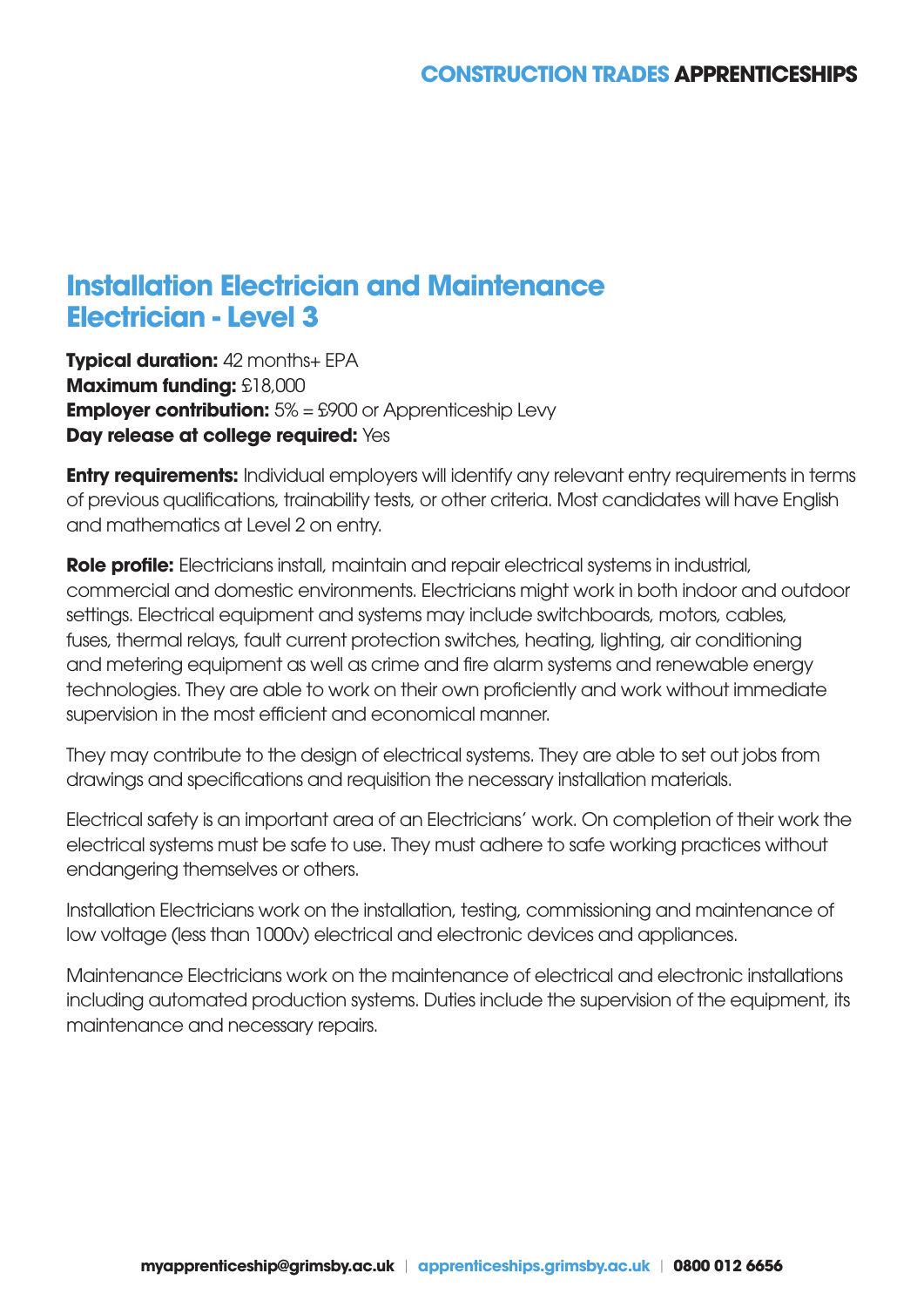# Installation Electrician and Maintenance Electrician - Level 3

**Typical duration:** 42 months+ EPA
**Maximum funding:** £18,000
**Employer contribution:** 5% = £900 or Apprenticeship Levy
**Day release at college required:** Yes

**Entry requirements:** Individual employers will identify any relevant entry requirements in terms of previous qualifications, trainability tests, or other criteria. Most candidates will have English and mathematics at Level 2 on entry.

**Role profile:** Electricians install, maintain and repair electrical systems in industrial, commercial and domestic environments. Electricians might work in both indoor and outdoor settings. Electrical equipment and systems may include switchboards, motors, cables, fuses, thermal relays, fault current protection switches, heating, lighting, air conditioning and metering equipment as well as crime and fire alarm systems and renewable energy technologies. They are able to work on their own proficiently and work without immediate supervision in the most efficient and economical manner.

They may contribute to the design of electrical systems. They are able to set out jobs from drawings and specifications and requisition the necessary installation materials.

Electrical safety is an important area of an Electricians' work. On completion of their work the electrical systems must be safe to use. They must adhere to safe working practices without endangering themselves or others.

Installation Electricians work on the installation, testing, commissioning and maintenance of low voltage (less than 1000v) electrical and electronic devices and appliances.

Maintenance Electricians work on the maintenance of electrical and electronic installations including automated production systems. Duties include the supervision of the equipment, its maintenance and necessary repairs.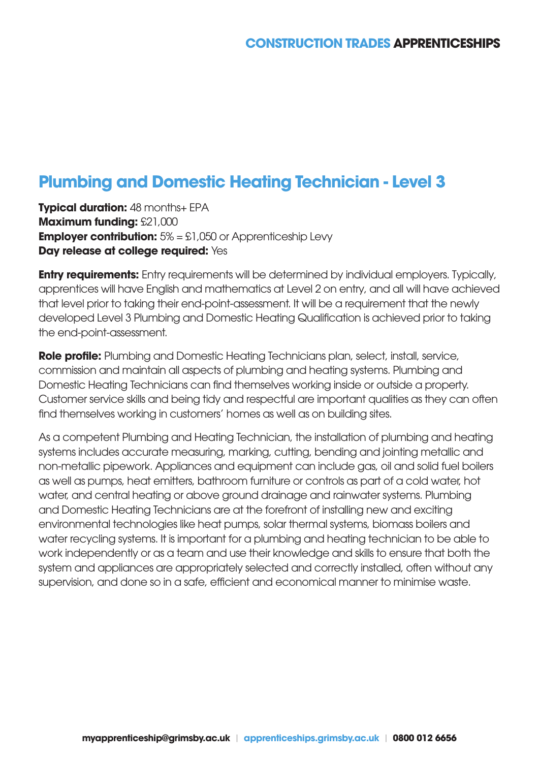## Plumbing and Domestic Heating Technician - Level 3

**Typical duration:** 48 months+ EPA
**Maximum funding:** £21,000
**Employer contribution:** 5% = £1,050 or Apprenticeship Levy
**Day release at college required:** Yes

**Entry requirements:** Entry requirements will be determined by individual employers. Typically, apprentices will have English and mathematics at Level 2 on entry, and all will have achieved that level prior to taking their end-point-assessment. It will be a requirement that the newly developed Level 3 Plumbing and Domestic Heating Qualification is achieved prior to taking the end-point-assessment.

**Role profile:** Plumbing and Domestic Heating Technicians plan, select, install, service, commission and maintain all aspects of plumbing and heating systems. Plumbing and Domestic Heating Technicians can find themselves working inside or outside a property. Customer service skills and being tidy and respectful are important qualities as they can often find themselves working in customers' homes as well as on building sites.

As a competent Plumbing and Heating Technician, the installation of plumbing and heating systems includes accurate measuring, marking, cutting, bending and jointing metallic and non-metallic pipework. Appliances and equipment can include gas, oil and solid fuel boilers as well as pumps, heat emitters, bathroom furniture or controls as part of a cold water, hot water, and central heating or above ground drainage and rainwater systems. Plumbing and Domestic Heating Technicians are at the forefront of installing new and exciting environmental technologies like heat pumps, solar thermal systems, biomass boilers and water recycling systems. It is important for a plumbing and heating technician to be able to work independently or as a team and use their knowledge and skills to ensure that both the system and appliances are appropriately selected and correctly installed, often without any supervision, and done so in a safe, efficient and economical manner to minimise waste.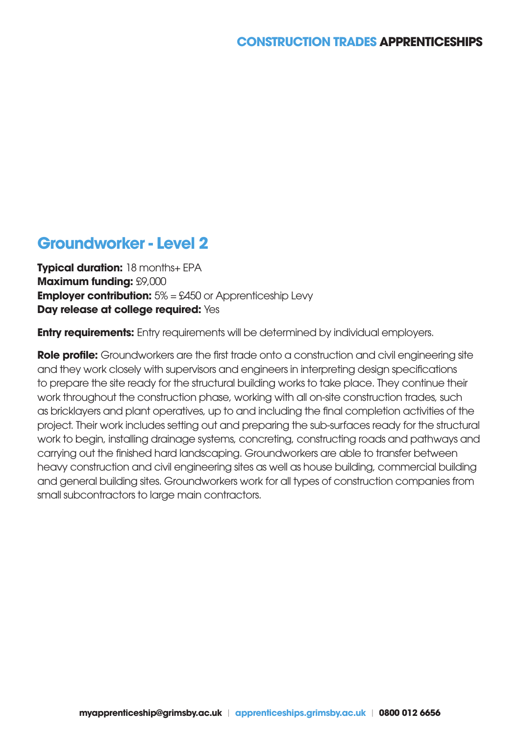## Groundworker - Level 2

**Typical duration:** 18 months+ EPA
**Maximum funding:** £9,000
**Employer contribution:** 5% = £450 or Apprenticeship Levy
**Day release at college required:** Yes

**Entry requirements:** Entry requirements will be determined by individual employers.

**Role profile:** Groundworkers are the first trade onto a construction and civil engineering site and they work closely with supervisors and engineers in interpreting design specifications to prepare the site ready for the structural building works to take place. They continue their work throughout the construction phase, working with all on-site construction trades, such as bricklayers and plant operatives, up to and including the final completion activities of the project. Their work includes setting out and preparing the sub-surfaces ready for the structural work to begin, installing drainage systems, concreting, constructing roads and pathways and carrying out the finished hard landscaping. Groundworkers are able to transfer between heavy construction and civil engineering sites as well as house building, commercial building and general building sites. Groundworkers work for all types of construction companies from small subcontractors to large main contractors.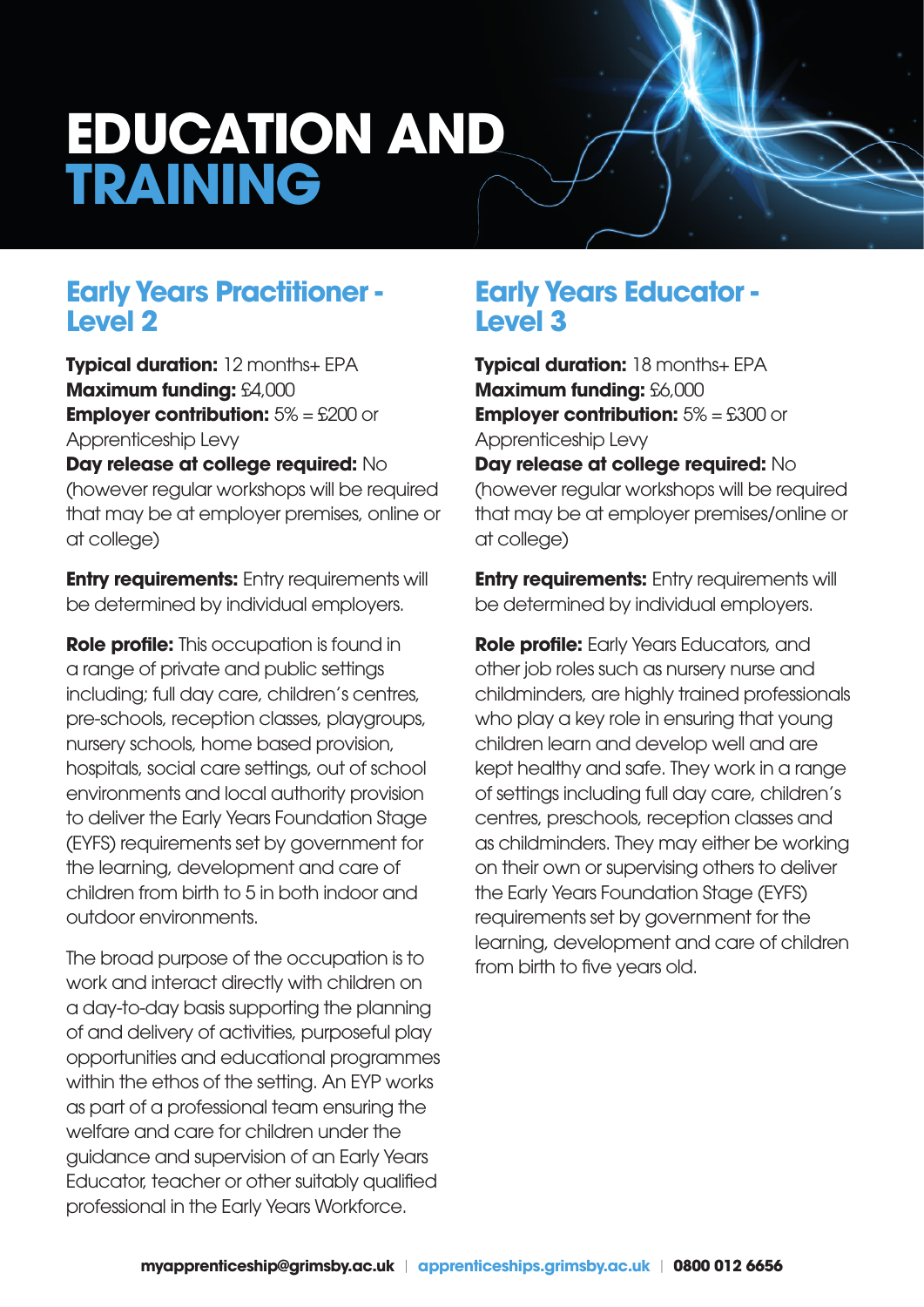# EDUCATION AND TRAINING

## Early Years Practitioner - Level 2

**Typical duration:** 12 months+ EPA
**Maximum funding:** £4,000
**Employer contribution:** 5% = £200 or Apprenticeship Levy
**Day release at college required:** No (however regular workshops will be required that may be at employer premises, online or at college)

**Entry requirements:** Entry requirements will be determined by individual employers.

**Role profile:** This occupation is found in a range of private and public settings including; full day care, children's centres, pre-schools, reception classes, playgroups, nursery schools, home based provision, hospitals, social care settings, out of school environments and local authority provision to deliver the Early Years Foundation Stage (EYFS) requirements set by government for the learning, development and care of children from birth to 5 in both indoor and outdoor environments.

The broad purpose of the occupation is to work and interact directly with children on a day-to-day basis supporting the planning of and delivery of activities, purposeful play opportunities and educational programmes within the ethos of the setting. An EYP works as part of a professional team ensuring the welfare and care for children under the guidance and supervision of an Early Years Educator, teacher or other suitably qualified professional in the Early Years Workforce.

## Early Years Educator - Level 3

**Typical duration:** 18 months+ EPA
**Maximum funding:** £6,000
**Employer contribution:** 5% = £300 or Apprenticeship Levy
**Day release at college required:** No (however regular workshops will be required that may be at employer premises/online or at college)

**Entry requirements:** Entry requirements will be determined by individual employers.

**Role profile:** Early Years Educators, and other job roles such as nursery nurse and childminders, are highly trained professionals who play a key role in ensuring that young children learn and develop well and are kept healthy and safe. They work in a range of settings including full day care, children's centres, preschools, reception classes and as childminders. They may either be working on their own or supervising others to deliver the Early Years Foundation Stage (EYFS) requirements set by government for the learning, development and care of children from birth to five years old.

**myapprenticeship@grimsby.ac.uk** | **apprenticeships.grimsby.ac.uk** | **0800 012 6656**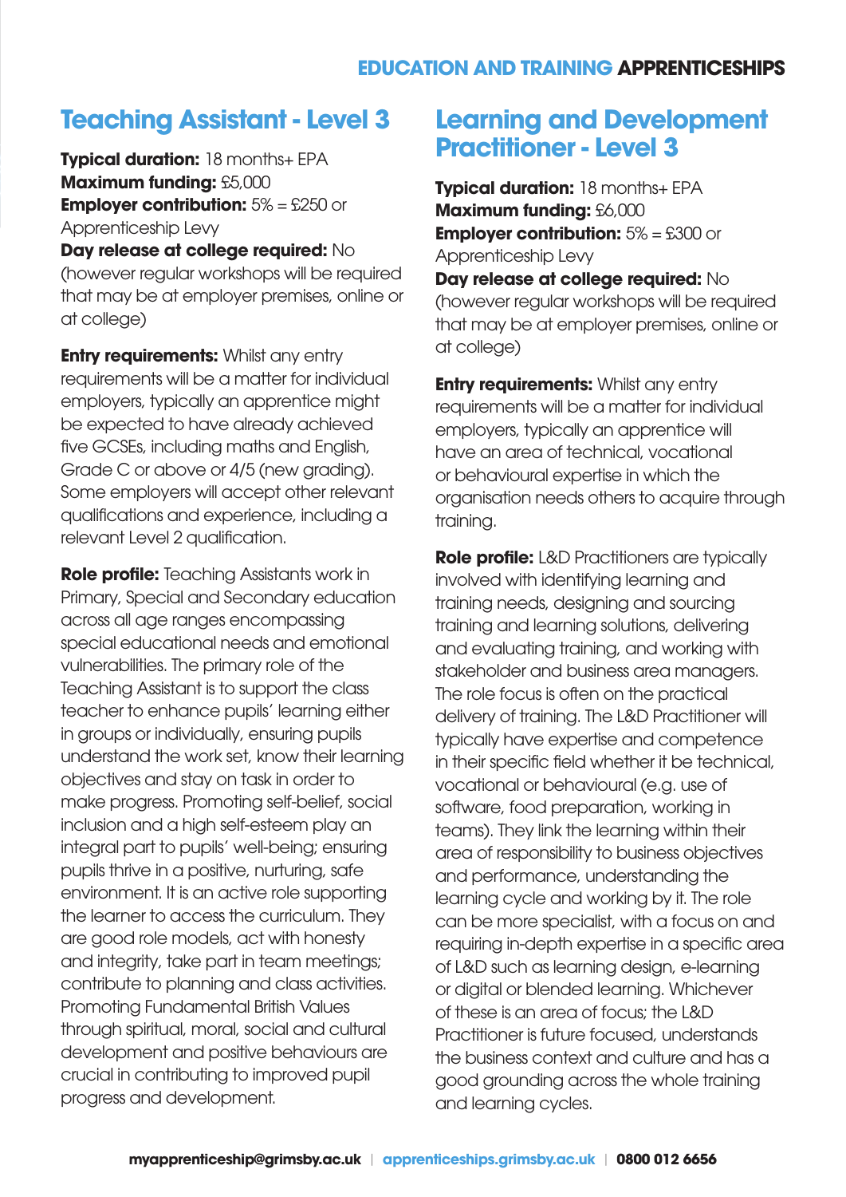## Teaching Assistant - Level 3

**Typical duration:** 18 months+ EPA
**Maximum funding:** £5,000
**Employer contribution:** 5% = £250 or Apprenticeship Levy
**Day release at college required:** No (however regular workshops will be required that may be at employer premises, online or at college)

**Entry requirements:** Whilst any entry requirements will be a matter for individual employers, typically an apprentice might be expected to have already achieved five GCSEs, including maths and English, Grade C or above or 4/5 (new grading). Some employers will accept other relevant qualifications and experience, including a relevant Level 2 qualification.

**Role profile:** Teaching Assistants work in Primary, Special and Secondary education across all age ranges encompassing special educational needs and emotional vulnerabilities. The primary role of the Teaching Assistant is to support the class teacher to enhance pupils' learning either in groups or individually, ensuring pupils understand the work set, know their learning objectives and stay on task in order to make progress. Promoting self-belief, social inclusion and a high self-esteem play an integral part to pupils' well-being; ensuring pupils thrive in a positive, nurturing, safe environment. It is an active role supporting the learner to access the curriculum. They are good role models, act with honesty and integrity, take part in team meetings; contribute to planning and class activities. Promoting Fundamental British Values through spiritual, moral, social and cultural development and positive behaviours are crucial in contributing to improved pupil progress and development.

## Learning and Development Practitioner - Level 3

**Typical duration:** 18 months+ EPA
**Maximum funding:** £6,000
**Employer contribution:** 5% = £300 or Apprenticeship Levy
**Day release at college required:** No (however regular workshops will be required that may be at employer premises, online or at college)

**Entry requirements:** Whilst any entry requirements will be a matter for individual employers, typically an apprentice will have an area of technical, vocational or behavioural expertise in which the organisation needs others to acquire through training.

**Role profile:** L&D Practitioners are typically involved with identifying learning and training needs, designing and sourcing training and learning solutions, delivering and evaluating training, and working with stakeholder and business area managers. The role focus is often on the practical delivery of training. The L&D Practitioner will typically have expertise and competence in their specific field whether it be technical, vocational or behavioural (e.g. use of software, food preparation, working in teams). They link the learning within their area of responsibility to business objectives and performance, understanding the learning cycle and working by it. The role can be more specialist, with a focus on and requiring in-depth expertise in a specific area of L&D such as learning design, e-learning or digital or blended learning. Whichever of these is an area of focus; the L&D Practitioner is future focused, understands the business context and culture and has a good grounding across the whole training and learning cycles.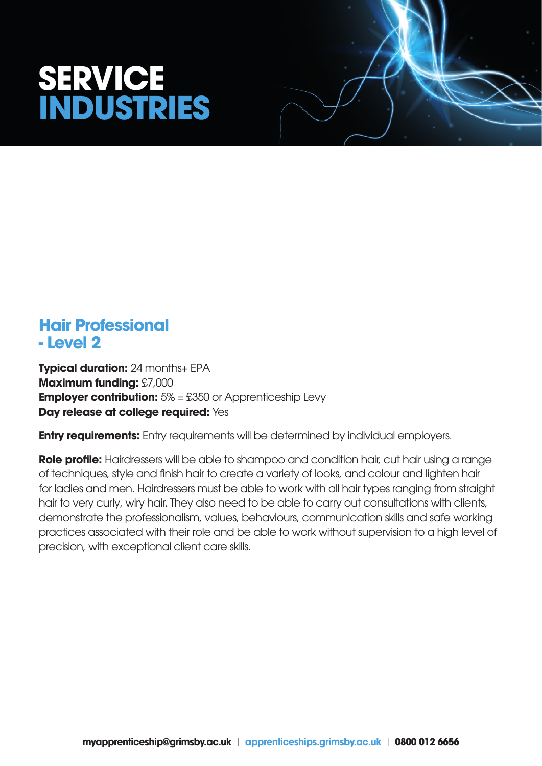# SERVICE INDUSTRIES

## Hair Professional - Level 2

**Typical duration:** 24 months+ EPA
**Maximum funding:** £7,000
**Employer contribution:** 5% = £350 or Apprenticeship Levy
**Day release at college required:** Yes

**Entry requirements:** Entry requirements will be determined by individual employers.

**Role profile:** Hairdressers will be able to shampoo and condition hair, cut hair using a range of techniques, style and finish hair to create a variety of looks, and colour and lighten hair for ladies and men. Hairdressers must be able to work with all hair types ranging from straight hair to very curly, wiry hair. They also need to be able to carry out consultations with clients, demonstrate the professionalism, values, behaviours, communication skills and safe working practices associated with their role and be able to work without supervision to a high level of precision, with exceptional client care skills.

**myapprenticeship@grimsby.ac.uk** | **apprenticeships.grimsby.ac.uk** | **0800 012 6656**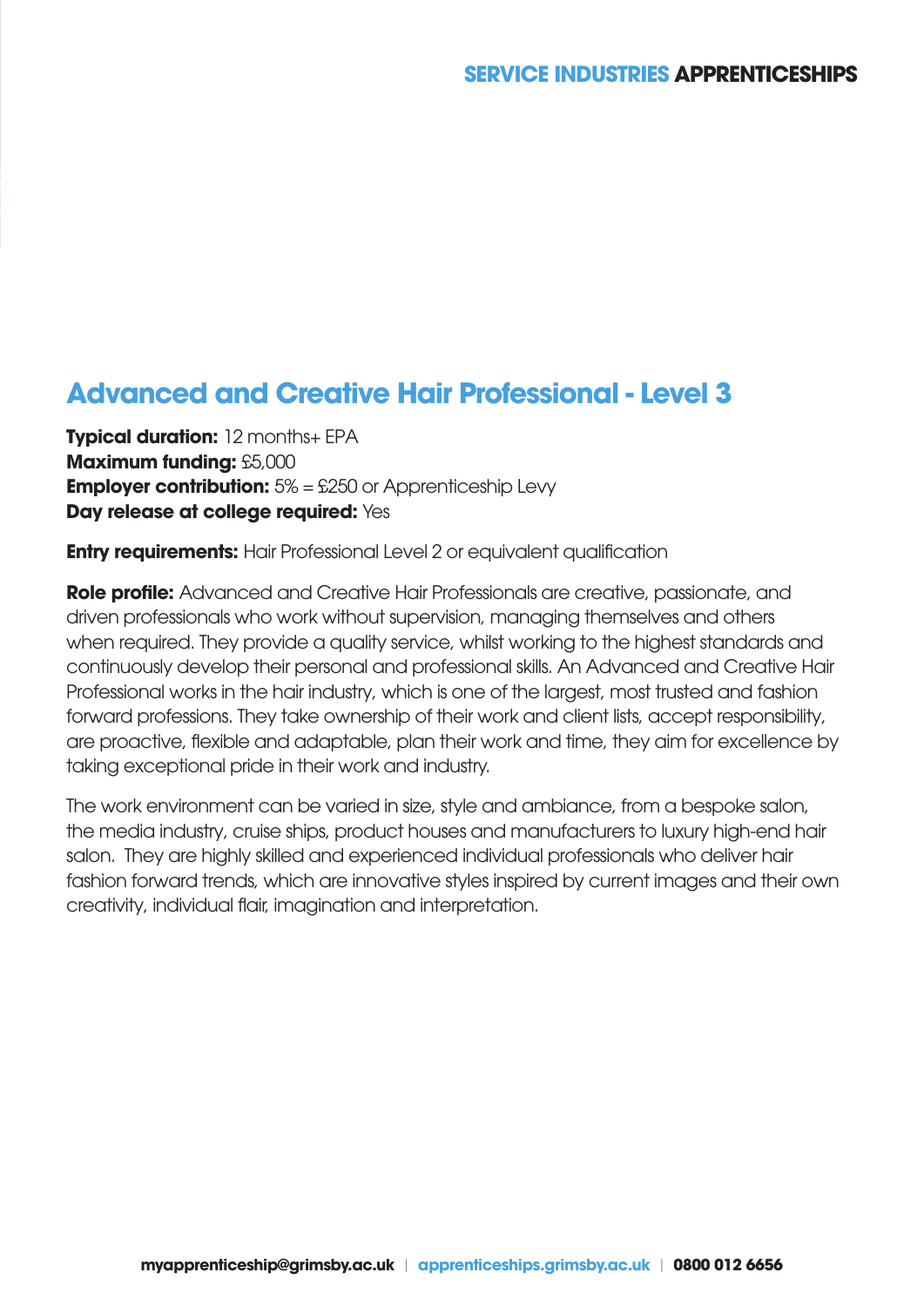## Advanced and Creative Hair Professional - Level 3

**Typical duration:** 12 months+ EPA
**Maximum funding:** £5,000
**Employer contribution:** 5% = £250 or Apprenticeship Levy
**Day release at college required:** Yes

**Entry requirements:** Hair Professional Level 2 or equivalent qualification

**Role profile:** Advanced and Creative Hair Professionals are creative, passionate, and driven professionals who work without supervision, managing themselves and others when required. They provide a quality service, whilst working to the highest standards and continuously develop their personal and professional skills. An Advanced and Creative Hair Professional works in the hair industry, which is one of the largest, most trusted and fashion forward professions. They take ownership of their work and client lists, accept responsibility, are proactive, flexible and adaptable, plan their work and time, they aim for excellence by taking exceptional pride in their work and industry.

The work environment can be varied in size, style and ambiance, from a bespoke salon, the media industry, cruise ships, product houses and manufacturers to luxury high-end hair salon. They are highly skilled and experienced individual professionals who deliver hair fashion forward trends, which are innovative styles inspired by current images and their own creativity, individual flair, imagination and interpretation.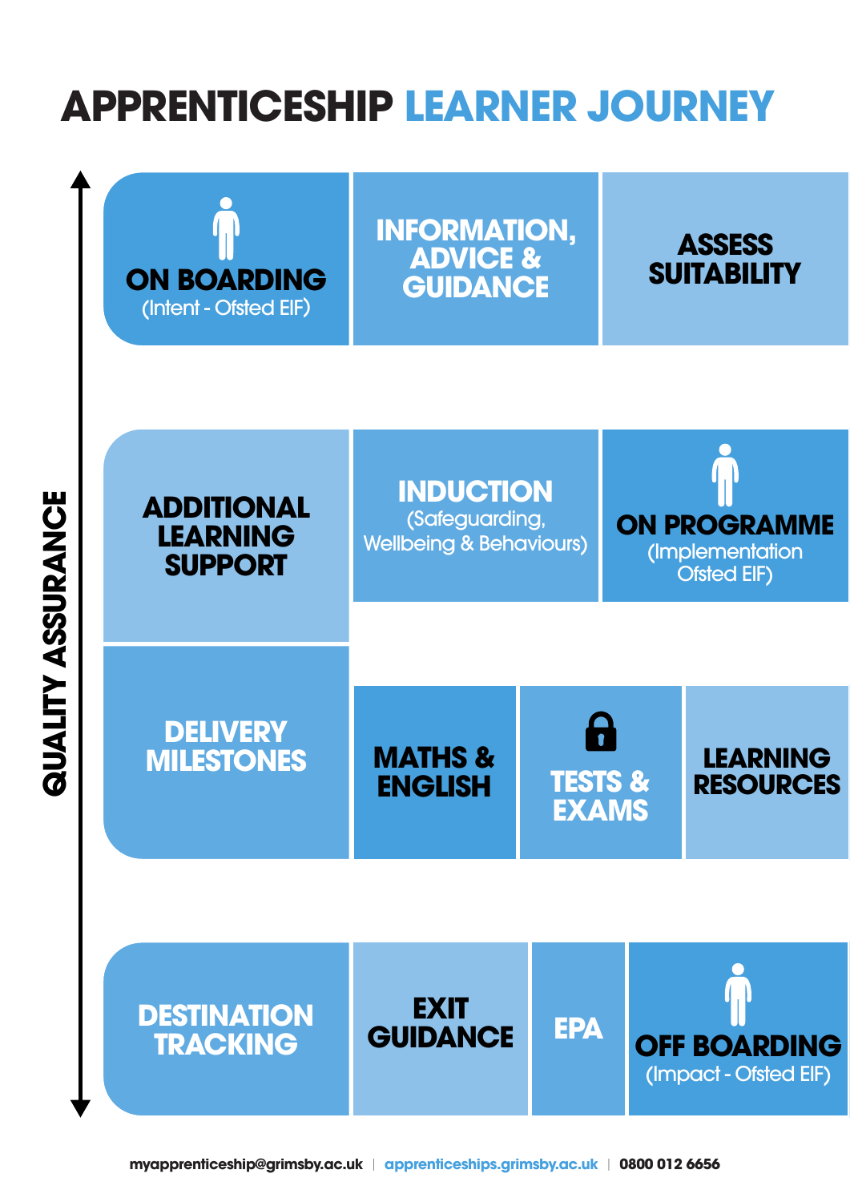# APPRENTICESHIP LEARNER JOURNEY

**QUALITY ASSURANCE**

**ON BOARDING**
(Intent - Ofsted EIF)

**INFORMATION, ADVICE & GUIDANCE**

**ASSESS SUITABILITY**

**ADDITIONAL LEARNING SUPPORT**

**INDUCTION**
(Safeguarding, Wellbeing & Behaviours)

**ON PROGRAMME**
(Implementation Ofsted EIF)

**DELIVERY MILESTONES**

**MATHS & ENGLISH**

**TESTS & EXAMS**

**LEARNING RESOURCES**

**DESTINATION TRACKING**

**EXIT GUIDANCE**

**EPA**

**OFF BOARDING**
(Impact - Ofsted EIF)

myapprenticeship@grimsby.ac.uk | apprenticeships.grimsby.ac.uk | 0800 012 6656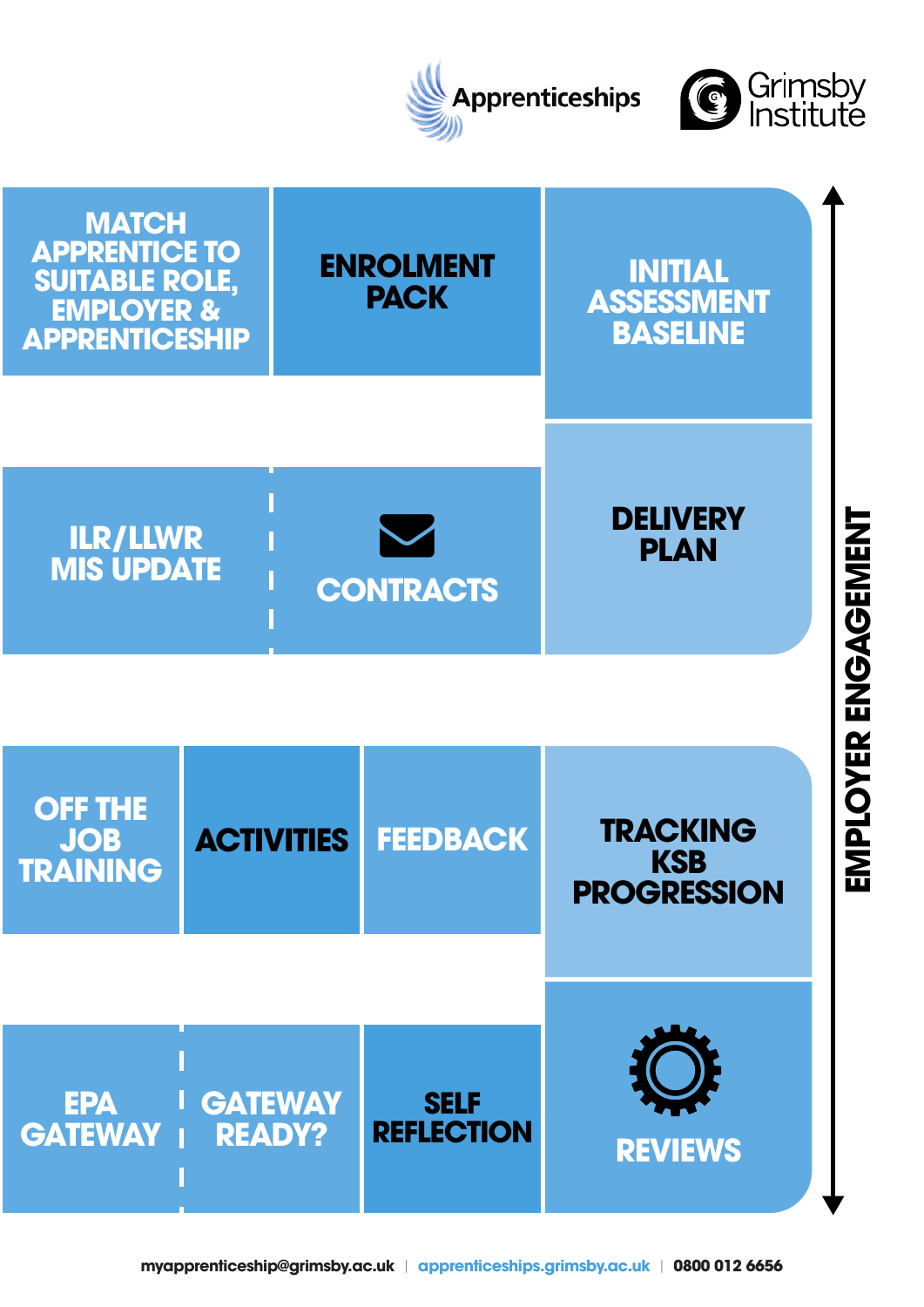Apprenticeships

Grimsby Institute

MATCH APPRENTICE TO SUITABLE ROLE, EMPLOYER & APPRENTICESHIP

ENROLMENT PACK

INITIAL ASSESSMENT BASELINE

ILR/LLWR MIS UPDATE

CONTRACTS

DELIVERY PLAN

OFF THE JOB TRAINING

ACTIVITIES

FEEDBACK

TRACKING KSB PROGRESSION

EPA GATEWAY

GATEWAY READY?

SELF REFLECTION

REVIEWS

EMPLOYER ENGAGEMENT

myapprenticeship@grimsby.ac.uk | apprenticeships.grimsby.ac.uk | 0800 012 6656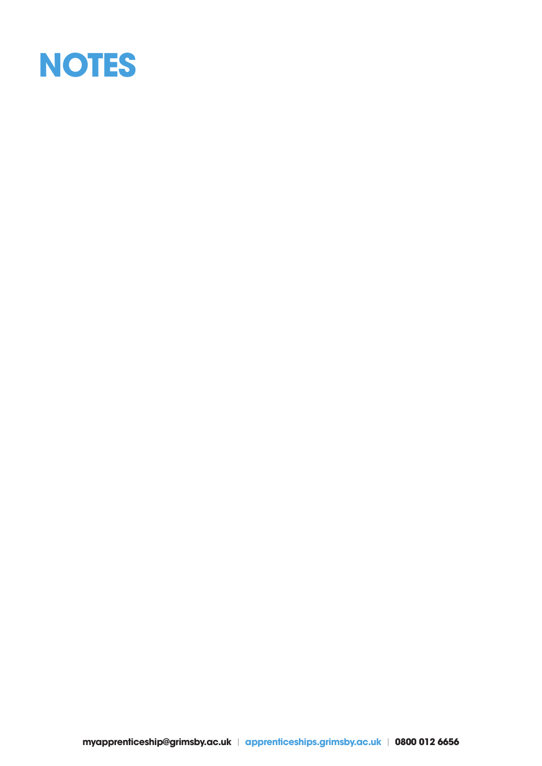# NOTES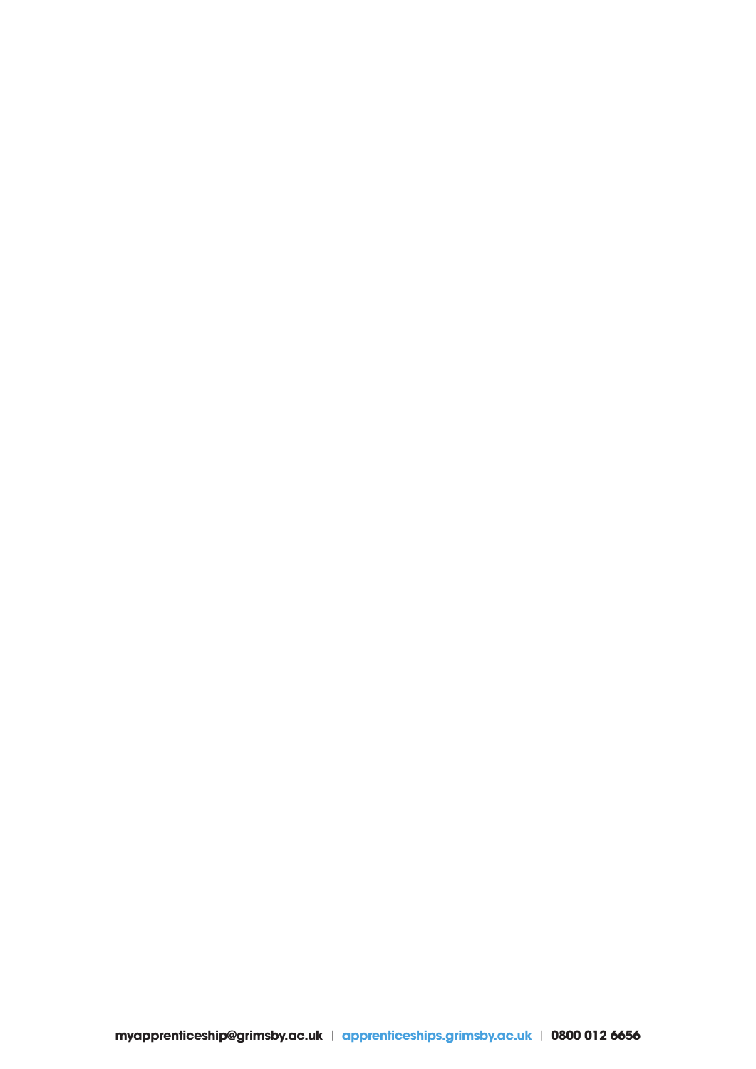**myapprenticeship@grimsby.ac.uk** | **apprenticeships.grimsby.ac.uk** | **0800 012 6656**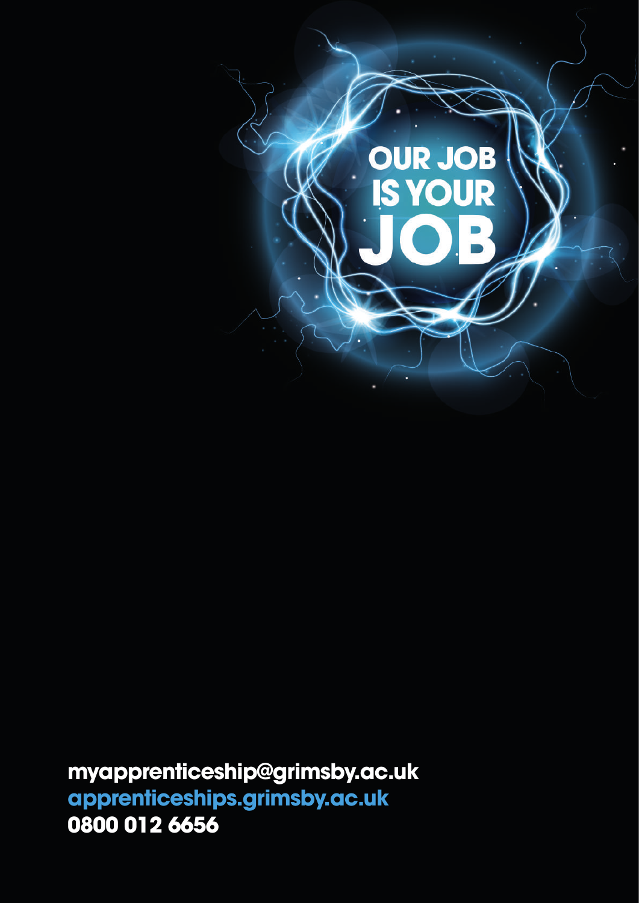# OUR JOB IS YOUR JOB

**myapprenticeship@grimsby.ac.uk**
**apprenticeships.grimsby.ac.uk**
**0800 012 6656**